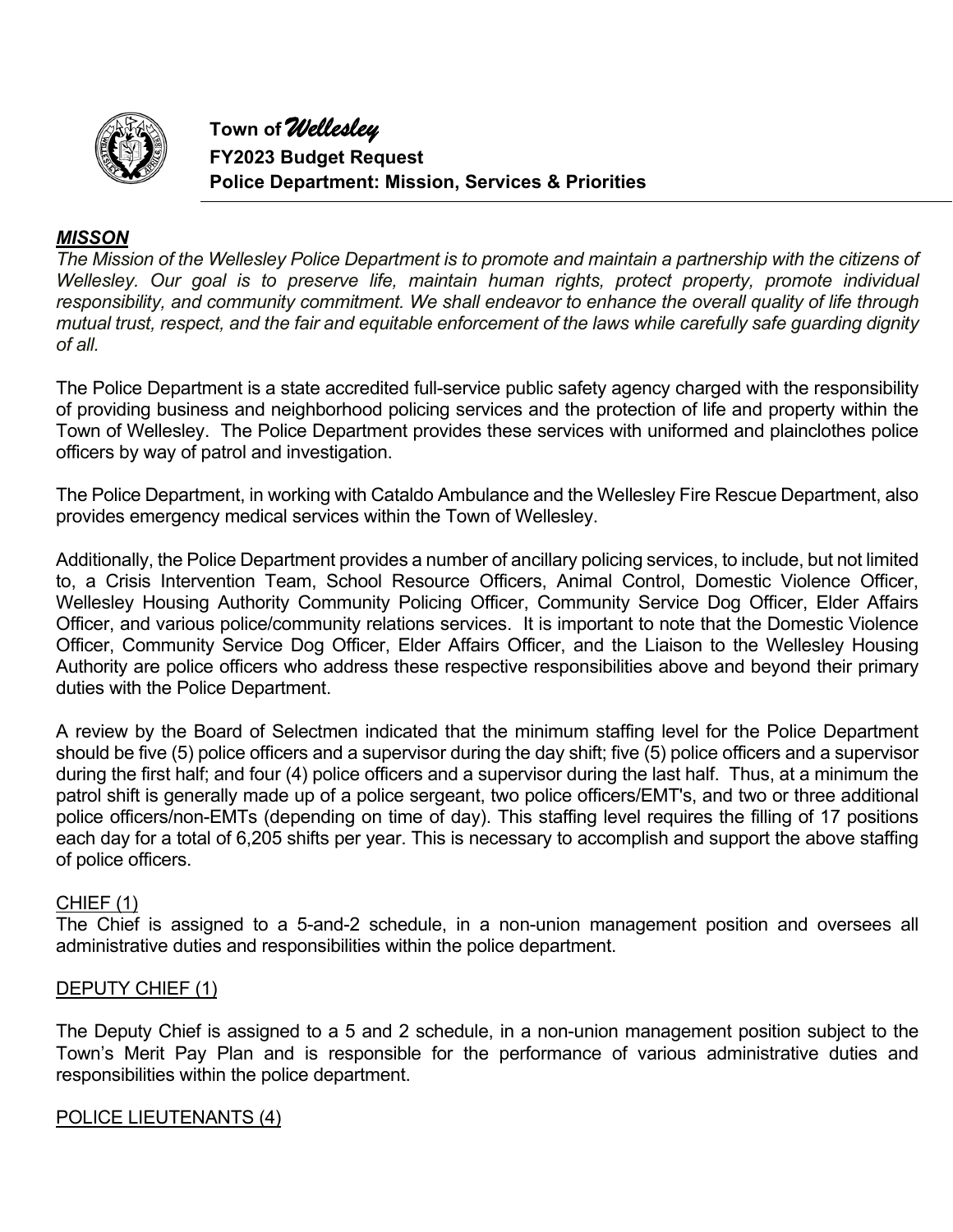# Town of *Wellesley*

## FY2023 Budget Request

## Police Department: Mission, Services & Priorities

***MISSON***

*The Mission of the Wellesley Police Department is to promote and maintain a partnership with the citizens of Wellesley. Our goal is to preserve life, maintain human rights, protect property, promote individual responsibility, and community commitment. We shall endeavor to enhance the overall quality of life through mutual trust, respect, and the fair and equitable enforcement of the laws while carefully safe guarding dignity of all.*

The Police Department is a state accredited full-service public safety agency charged with the responsibility of providing business and neighborhood policing services and the protection of life and property within the Town of Wellesley. The Police Department provides these services with uniformed and plainclothes police officers by way of patrol and investigation.

The Police Department, in working with Cataldo Ambulance and the Wellesley Fire Rescue Department, also provides emergency medical services within the Town of Wellesley.

Additionally, the Police Department provides a number of ancillary policing services, to include, but not limited to, a Crisis Intervention Team, School Resource Officers, Animal Control, Domestic Violence Officer, Wellesley Housing Authority Community Policing Officer, Community Service Dog Officer, Elder Affairs Officer, and various police/community relations services. It is important to note that the Domestic Violence Officer, Community Service Dog Officer, Elder Affairs Officer, and the Liaison to the Wellesley Housing Authority are police officers who address these respective responsibilities above and beyond their primary duties with the Police Department.

A review by the Board of Selectmen indicated that the minimum staffing level for the Police Department should be five (5) police officers and a supervisor during the day shift; five (5) police officers and a supervisor during the first half; and four (4) police officers and a supervisor during the last half. Thus, at a minimum the patrol shift is generally made up of a police sergeant, two police officers/EMT's, and two or three additional police officers/non-EMTs (depending on time of day). This staffing level requires the filling of 17 positions each day for a total of 6,205 shifts per year. This is necessary to accomplish and support the above staffing of police officers.

CHIEF (1)

The Chief is assigned to a 5-and-2 schedule, in a non-union management position and oversees all administrative duties and responsibilities within the police department.

DEPUTY CHIEF (1)

The Deputy Chief is assigned to a 5 and 2 schedule, in a non-union management position subject to the Town's Merit Pay Plan and is responsible for the performance of various administrative duties and responsibilities within the police department.

POLICE LIEUTENANTS (4)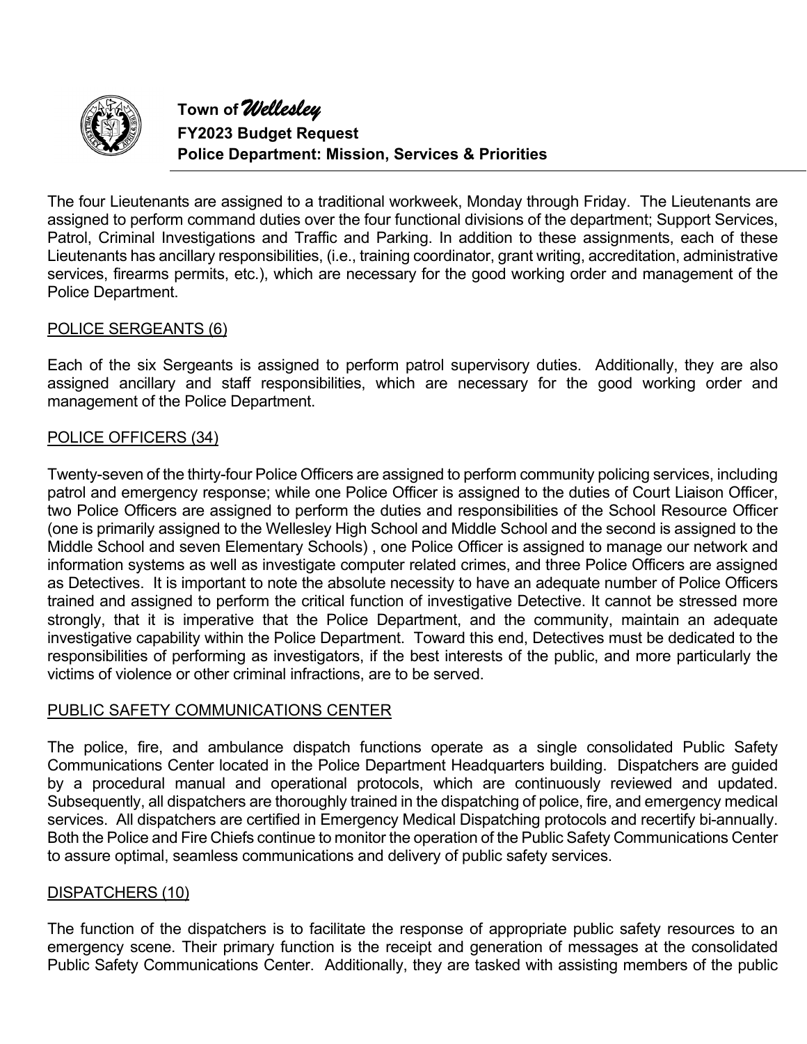The four Lieutenants are assigned to a traditional workweek, Monday through Friday. The Lieutenants are assigned to perform command duties over the four functional divisions of the department; Support Services, Patrol, Criminal Investigations and Traffic and Parking. In addition to these assignments, each of these Lieutenants has ancillary responsibilities, (i.e., training coordinator, grant writing, accreditation, administrative services, firearms permits, etc.), which are necessary for the good working order and management of the Police Department.

## POLICE SERGEANTS (6)

Each of the six Sergeants is assigned to perform patrol supervisory duties. Additionally, they are also assigned ancillary and staff responsibilities, which are necessary for the good working order and management of the Police Department.

## POLICE OFFICERS (34)

Twenty-seven of the thirty-four Police Officers are assigned to perform community policing services, including patrol and emergency response; while one Police Officer is assigned to the duties of Court Liaison Officer, two Police Officers are assigned to perform the duties and responsibilities of the School Resource Officer (one is primarily assigned to the Wellesley High School and Middle School and the second is assigned to the Middle School and seven Elementary Schools) , one Police Officer is assigned to manage our network and information systems as well as investigate computer related crimes, and three Police Officers are assigned as Detectives. It is important to note the absolute necessity to have an adequate number of Police Officers trained and assigned to perform the critical function of investigative Detective. It cannot be stressed more strongly, that it is imperative that the Police Department, and the community, maintain an adequate investigative capability within the Police Department. Toward this end, Detectives must be dedicated to the responsibilities of performing as investigators, if the best interests of the public, and more particularly the victims of violence or other criminal infractions, are to be served.

## PUBLIC SAFETY COMMUNICATIONS CENTER

The police, fire, and ambulance dispatch functions operate as a single consolidated Public Safety Communications Center located in the Police Department Headquarters building. Dispatchers are guided by a procedural manual and operational protocols, which are continuously reviewed and updated. Subsequently, all dispatchers are thoroughly trained in the dispatching of police, fire, and emergency medical services. All dispatchers are certified in Emergency Medical Dispatching protocols and recertify bi-annually. Both the Police and Fire Chiefs continue to monitor the operation of the Public Safety Communications Center to assure optimal, seamless communications and delivery of public safety services.

## DISPATCHERS (10)

The function of the dispatchers is to facilitate the response of appropriate public safety resources to an emergency scene. Their primary function is the receipt and generation of messages at the consolidated Public Safety Communications Center. Additionally, they are tasked with assisting members of the public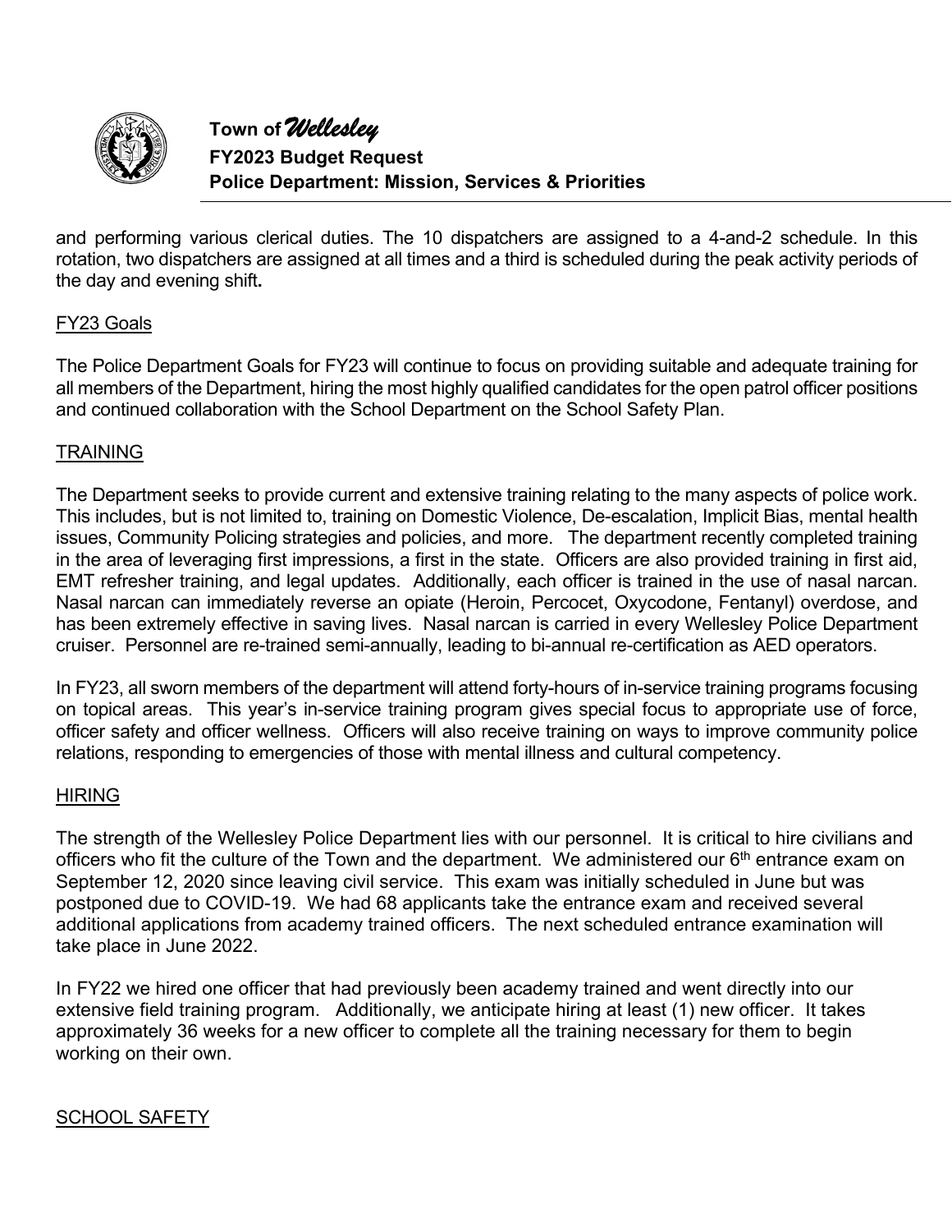and performing various clerical duties. The 10 dispatchers are assigned to a 4-and-2 schedule. In this rotation, two dispatchers are assigned at all times and a third is scheduled during the peak activity periods of the day and evening shift**.**

## FY23 Goals

The Police Department Goals for FY23 will continue to focus on providing suitable and adequate training for all members of the Department, hiring the most highly qualified candidates for the open patrol officer positions and continued collaboration with the School Department on the School Safety Plan.

## TRAINING

The Department seeks to provide current and extensive training relating to the many aspects of police work. This includes, but is not limited to, training on Domestic Violence, De-escalation, Implicit Bias, mental health issues, Community Policing strategies and policies, and more. The department recently completed training in the area of leveraging first impressions, a first in the state. Officers are also provided training in first aid, EMT refresher training, and legal updates. Additionally, each officer is trained in the use of nasal narcan. Nasal narcan can immediately reverse an opiate (Heroin, Percocet, Oxycodone, Fentanyl) overdose, and has been extremely effective in saving lives. Nasal narcan is carried in every Wellesley Police Department cruiser. Personnel are re-trained semi-annually, leading to bi-annual re-certification as AED operators.

In FY23, all sworn members of the department will attend forty-hours of in-service training programs focusing on topical areas. This year's in-service training program gives special focus to appropriate use of force, officer safety and officer wellness. Officers will also receive training on ways to improve community police relations, responding to emergencies of those with mental illness and cultural competency.

## HIRING

The strength of the Wellesley Police Department lies with our personnel. It is critical to hire civilians and officers who fit the culture of the Town and the department. We administered our 6th entrance exam on September 12, 2020 since leaving civil service. This exam was initially scheduled in June but was postponed due to COVID-19. We had 68 applicants take the entrance exam and received several additional applications from academy trained officers. The next scheduled entrance examination will take place in June 2022.

In FY22 we hired one officer that had previously been academy trained and went directly into our extensive field training program. Additionally, we anticipate hiring at least (1) new officer. It takes approximately 36 weeks for a new officer to complete all the training necessary for them to begin working on their own.

## SCHOOL SAFETY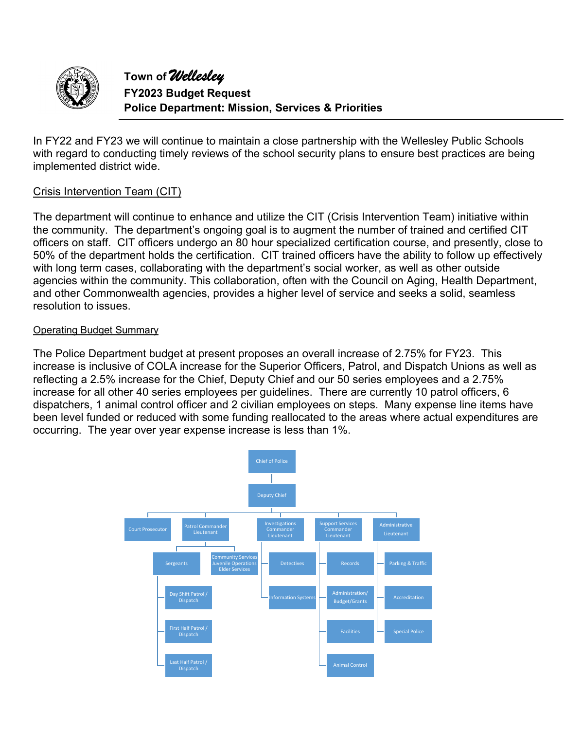In FY22 and FY23 we will continue to maintain a close partnership with the Wellesley Public Schools with regard to conducting timely reviews of the school security plans to ensure best practices are being implemented district wide.

## Crisis Intervention Team (CIT)

The department will continue to enhance and utilize the CIT (Crisis Intervention Team) initiative within the community. The department's ongoing goal is to augment the number of trained and certified CIT officers on staff. CIT officers undergo an 80 hour specialized certification course, and presently, close to 50% of the department holds the certification. CIT trained officers have the ability to follow up effectively with long term cases, collaborating with the department's social worker, as well as other outside agencies within the community. This collaboration, often with the Council on Aging, Health Department, and other Commonwealth agencies, provides a higher level of service and seeks a solid, seamless resolution to issues.

## Operating Budget Summary

The Police Department budget at present proposes an overall increase of 2.75% for FY23. This increase is inclusive of COLA increase for the Superior Officers, Patrol, and Dispatch Unions as well as reflecting a 2.5% increase for the Chief, Deputy Chief and our 50 series employees and a 2.75% increase for all other 40 series employees per guidelines. There are currently 10 patrol officers, 6 dispatchers, 1 animal control officer and 2 civilian employees on steps. Many expense line items have been level funded or reduced with some funding reallocated to the areas where actual expenditures are occurring. The year over year expense increase is less than 1%.

- Chief of Police
  - Deputy Chief
    - Court Prosecutor
    - Patrol Commander Lieutenant
      - Sergeants
        - Day Shift Patrol / Dispatch
        - First Half Patrol / Dispatch
        - Last Half Patrol / Dispatch
      - Community Services Juvenile Operations Elder Services
    - Investigations Commander Lieutenant
      - Detectives
      - Information Systems
    - Support Services Commander Lieutenant
      - Records
      - Administration/ Budget/Grants
      - Facilities
      - Animal Control
    - Administrative Lieutenant
      - Parking & Traffic
      - Accreditation
      - Special Police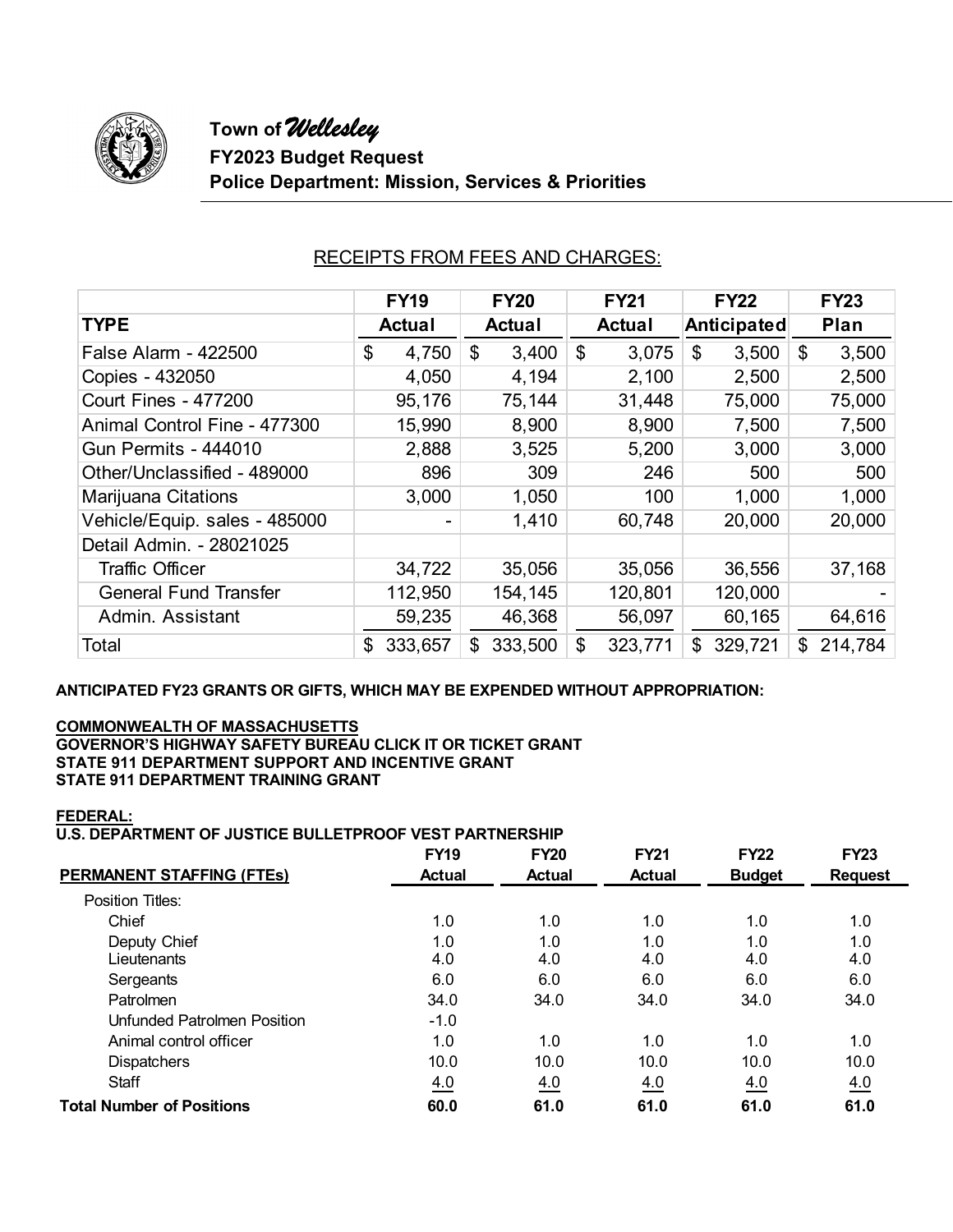# Town of *Wellesley*

## FY2023 Budget Request

## Police Department: Mission, Services & Priorities

### RECEIPTS FROM FEES AND CHARGES:

| TYPE | FY19 Actual | FY20 Actual | FY21 Actual | FY22 Anticipated | FY23 Plan |
|---|---|---|---|---|---|
| False Alarm - 422500 | $ 4,750 | $ 3,400 | $ 3,075 | $ 3,500 | $ 3,500 |
| Copies - 432050 | 4,050 | 4,194 | 2,100 | 2,500 | 2,500 |
| Court Fines - 477200 | 95,176 | 75,144 | 31,448 | 75,000 | 75,000 |
| Animal Control Fine - 477300 | 15,990 | 8,900 | 8,900 | 7,500 | 7,500 |
| Gun Permits - 444010 | 2,888 | 3,525 | 5,200 | 3,000 | 3,000 |
| Other/Unclassified - 489000 | 896 | 309 | 246 | 500 | 500 |
| Marijuana Citations | 3,000 | 1,050 | 100 | 1,000 | 1,000 |
| Vehicle/Equip. sales - 485000 | - | 1,410 | 60,748 | 20,000 | 20,000 |
| Detail Admin. - 28021025 | | | | | |
| Traffic Officer | 34,722 | 35,056 | 35,056 | 36,556 | 37,168 |
| General Fund Transfer | 112,950 | 154,145 | 120,801 | 120,000 | - |
| Admin. Assistant | 59,235 | 46,368 | 56,097 | 60,165 | 64,616 |
| Total | $ 333,657 | $ 333,500 | $ 323,771 | $ 329,721 | $ 214,784 |

**ANTICIPATED FY23 GRANTS OR GIFTS, WHICH MAY BE EXPENDED WITHOUT APPROPRIATION:**

**COMMONWEALTH OF MASSACHUSETTS**
**GOVERNOR'S HIGHWAY SAFETY BUREAU CLICK IT OR TICKET GRANT**
**STATE 911 DEPARTMENT SUPPORT AND INCENTIVE GRANT**
**STATE 911 DEPARTMENT TRAINING GRANT**

**FEDERAL:**
**U.S. DEPARTMENT OF JUSTICE BULLETPROOF VEST PARTNERSHIP**

| PERMANENT STAFFING (FTEs) | FY19 Actual | FY20 Actual | FY21 Actual | FY22 Budget | FY23 Request |
|---|---|---|---|---|---|
| Position Titles: | | | | | |
| Chief | 1.0 | 1.0 | 1.0 | 1.0 | 1.0 |
| Deputy Chief | 1.0 | 1.0 | 1.0 | 1.0 | 1.0 |
| Lieutenants | 4.0 | 4.0 | 4.0 | 4.0 | 4.0 |
| Sergeants | 6.0 | 6.0 | 6.0 | 6.0 | 6.0 |
| Patrolmen | 34.0 | 34.0 | 34.0 | 34.0 | 34.0 |
| Unfunded Patrolmen Position | -1.0 | | | | |
| Animal control officer | 1.0 | 1.0 | 1.0 | 1.0 | 1.0 |
| Dispatchers | 10.0 | 10.0 | 10.0 | 10.0 | 10.0 |
| Staff | 4.0 | 4.0 | 4.0 | 4.0 | 4.0 |
| **Total Number of Positions** | **60.0** | **61.0** | **61.0** | **61.0** | **61.0** |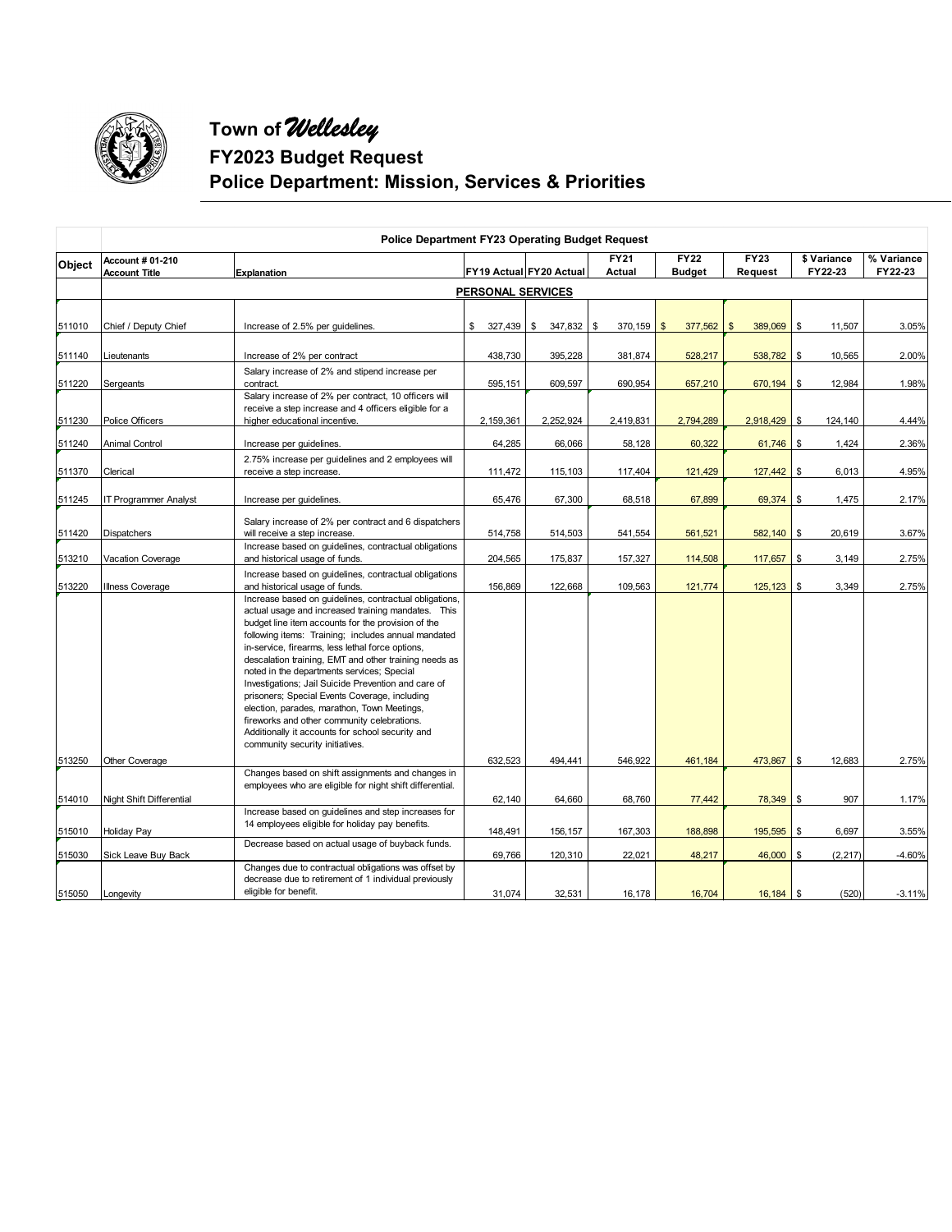# Town of *Wellesley*

## FY2023 Budget Request

## Police Department: Mission, Services & Priorities

| Police Department FY23 Operating Budget Request | | | | | | | | | |
|---|---|---|---|---|---|---|---|---|---|
| **Object** | **Account # 01-210 Account Title** | **Explanation** | **FY19 Actual** | **FY20 Actual** | **FY21 Actual** | **FY22 Budget** | **FY23 Request** | **$ Variance FY22-23** | **% Variance FY22-23** |
| | | **PERSONAL SERVICES** | | | | | | | |
| 511010 | Chief / Deputy Chief | Increase of 2.5% per guidelines. | $ 327,439 | $ 347,832 | $ 370,159 | $ 377,562 | $ 389,069 | $ 11,507 | 3.05% |
| 511140 | Lieutenants | Increase of 2% per contract | 438,730 | 395,228 | 381,874 | 528,217 | 538,782 | $ 10,565 | 2.00% |
| 511220 | Sergeants | Salary increase of 2% and stipend increase per contract. | 595,151 | 609,597 | 690,954 | 657,210 | 670,194 | $ 12,984 | 1.98% |
| 511230 | Police Officers | Salary increase of 2% per contract, 10 officers will receive a step increase and 4 officers eligible for a higher educational incentive. | 2,159,361 | 2,252,924 | 2,419,831 | 2,794,289 | 2,918,429 | $ 124,140 | 4.44% |
| 511240 | Animal Control | Increase per guidelines. | 64,285 | 66,066 | 58,128 | 60,322 | 61,746 | $ 1,424 | 2.36% |
| 511370 | Clerical | 2.75% increase per guidelines and 2 employees will receive a step increase. | 111,472 | 115,103 | 117,404 | 121,429 | 127,442 | $ 6,013 | 4.95% |
| 511245 | IT Programmer Analyst | Increase per guidelines. | 65,476 | 67,300 | 68,518 | 67,899 | 69,374 | $ 1,475 | 2.17% |
| 511420 | Dispatchers | Salary increase of 2% per contract and 6 dispatchers will receive a step increase. | 514,758 | 514,503 | 541,554 | 561,521 | 582,140 | $ 20,619 | 3.67% |
| 513210 | Vacation Coverage | Increase based on guidelines, contractual obligations and historical usage of funds. | 204,565 | 175,837 | 157,327 | 114,508 | 117,657 | $ 3,149 | 2.75% |
| 513220 | Illness Coverage | Increase based on guidelines, contractual obligations and historical usage of funds. | 156,869 | 122,668 | 109,563 | 121,774 | 125,123 | $ 3,349 | 2.75% |
| 513250 | Other Coverage | Increase based on guidelines, contractual obligations, actual usage and increased training mandates. This budget line item accounts for the provision of the following items: Training; includes annual mandated in-service, firearms, less lethal force options, descalation training, EMT and other training needs as noted in the departments services; Special Investigations; Jail Suicide Prevention and care of prisoners; Special Events Coverage, including election, parades, marathon, Town Meetings, fireworks and other community celebrations. Additionally it accounts for school security and community security initiatives. | 632,523 | 494,441 | 546,922 | 461,184 | 473,867 | $ 12,683 | 2.75% |
| 514010 | Night Shift Differential | Changes based on shift assignments and changes in employees who are eligible for night shift differential. | 62,140 | 64,660 | 68,760 | 77,442 | 78,349 | $ 907 | 1.17% |
| 515010 | Holiday Pay | Increase based on guidelines and step increases for 14 employees eligible for holiday pay benefits. | 148,491 | 156,157 | 167,303 | 188,898 | 195,595 | $ 6,697 | 3.55% |
| 515030 | Sick Leave Buy Back | Decrease based on actual usage of buyback funds. | 69,766 | 120,310 | 22,021 | 48,217 | 46,000 | $ (2,217) | -4.60% |
| 515050 | Longevity | Changes due to contractual obligations was offset by decrease due to retirement of 1 individual previously eligible for benefit. | 31,074 | 32,531 | 16,178 | 16,704 | 16,184 | $ (520) | -3.11% |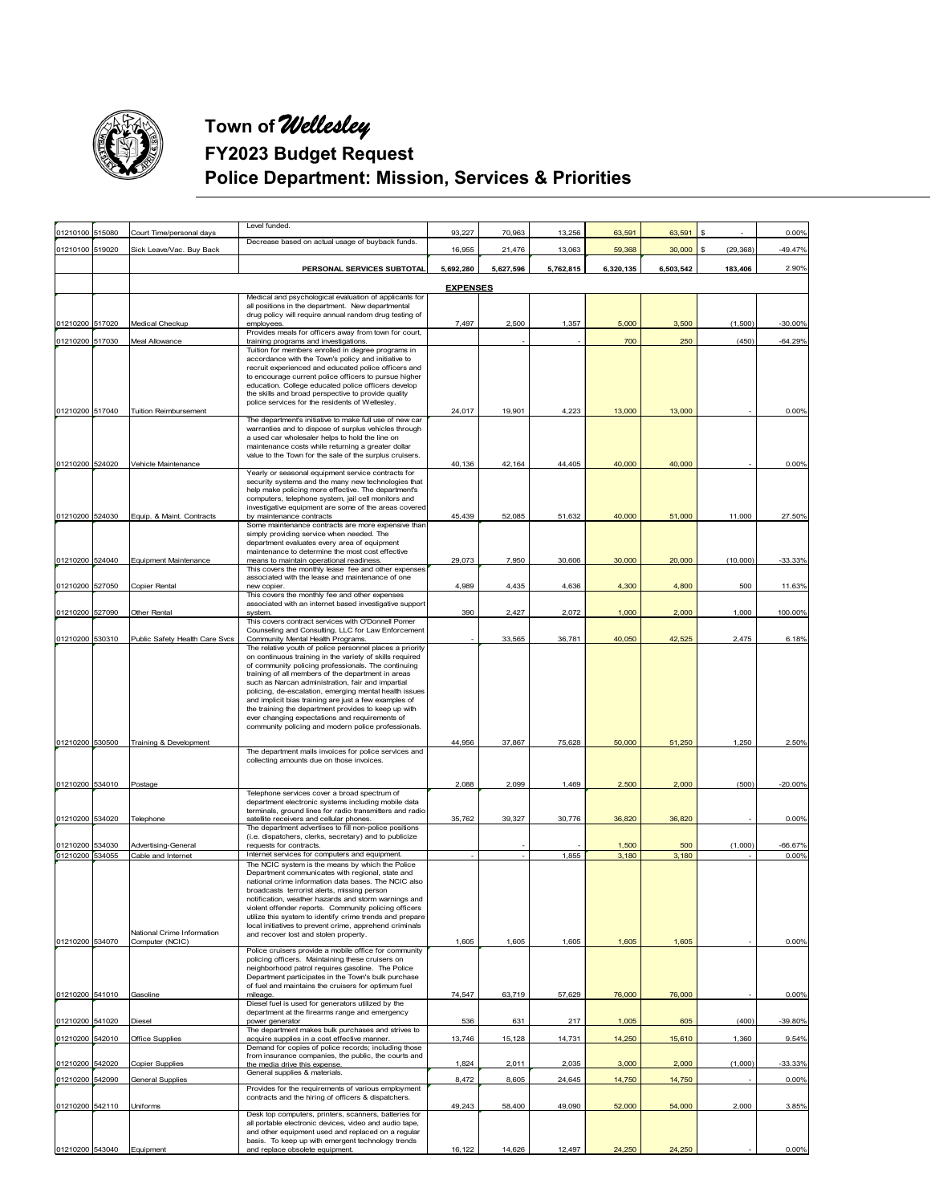# Town of *Wellesley*

## FY2023 Budget Request

## Police Department: Mission, Services & Priorities

| | | | | | | | | | | |
|---|---|---|---|---|---|---|---|---|---|---|
| 01210100 | 515080 | Court Time/personal days | Level funded. | 93,227 | 70,963 | 13,256 | 63,591 | 63,591 | $ - | 0.00% |
| 01210100 | 519020 | Sick Leave/Vac. Buy Back | Decrease based on actual usage of buyback funds. | 16,955 | 21,476 | 13,063 | 59,368 | 30,000 | $ (29,368) | -49.47% |
| | | | **PERSONAL SERVICES SUBTOTAL** | **5,692,280** | **5,627,596** | **5,762,815** | **6,320,135** | **6,503,542** | **183,406** | 2.90% |
| | | | | **EXPENSES** | | | | | | |
| 01210200 | 517020 | Medical Checkup | Medical and psychological evaluation of applicants for all positions in the department. New departmental drug policy will require annual random drug testing of employees. | 7,497 | 2,500 | 1,357 | 5,000 | 3,500 | (1,500) | -30.00% |
| 01210200 | 517030 | Meal Allowance | Provides meals for officers away from town for court, training programs and investigations. | | - | - | 700 | 250 | (450) | -64.29% |
| 01210200 | 517040 | Tuition Reimbursement | Tuition for members enrolled in degree programs in accordance with the Town's policy and initiative to recruit experienced and educated police officers and to encourage current police officers to pursue higher education. College educated police officers develop the skills and broad perspective to provide quality police services for the residents of Wellesley. | 24,017 | 19,901 | 4,223 | 13,000 | 13,000 | - | 0.00% |
| 01210200 | 524020 | Vehicle Maintenance | The department's initiative to make full use of new car warranties and to dispose of surplus vehicles through a used car wholesaler helps to hold the line on maintenance costs while returning a greater dollar value to the Town for the sale of the surplus cruisers. | 40,136 | 42,164 | 44,405 | 40,000 | 40,000 | - | 0.00% |
| 01210200 | 524030 | Equip. & Maint. Contracts | Yearly or seasonal equipment service contracts for security systems and the many new technologies that help make policing more effective. The department's computers, telephone system, jail cell monitors and investigative equipment are some of the areas covered by maintenance contracts | 45,439 | 52,085 | 51,632 | 40,000 | 51,000 | 11,000 | 27.50% |
| 01210200 | 524040 | Equipment Maintenance | Some maintenance contracts are more expensive than simply providing service when needed. The department evaluates every area of equipment maintenance to determine the most cost effective means to maintain operational readiness. | 29,073 | 7,950 | 30,606 | 30,000 | 20,000 | (10,000) | -33.33% |
| 01210200 | 527050 | Copier Rental | This covers the monthly lease fee and other expenses associated with the lease and maintenance of one new copier. | 4,989 | 4,435 | 4,636 | 4,300 | 4,800 | 500 | 11.63% |
| 01210200 | 527090 | Other Rental | This covers the monthly fee and other expenses associated with an internet based investigative support system. | 390 | 2,427 | 2,072 | 1,000 | 2,000 | 1,000 | 100.00% |
| 01210200 | 530310 | Public Safety Health Care Svcs | This covers contract services with O'Donnell Pomer Counseling and Consulting, LLC for Law Enforcement Community Mental Health Programs. | - | 33,565 | 36,781 | 40,050 | 42,525 | 2,475 | 6.18% |
| 01210200 | 530500 | Training & Development | The relative youth of police personnel places a priority on continuous training in the variety of skills required of community policing professionals. The continuing training of all members of the department in areas such as Narcan administration, fair and impartial policing, de-escalation, emerging mental health issues and implicit bias training are just a few examples of the training the department provides to keep up with ever changing expectations and requirements of community policing and modern police professionals. | 44,956 | 37,867 | 75,628 | 50,000 | 51,250 | 1,250 | 2.50% |
| 01210200 | 534010 | Postage | The department mails invoices for police services and collecting amounts due on those invoices. | 2,088 | 2,099 | 1,469 | 2,500 | 2,000 | (500) | -20.00% |
| 01210200 | 534020 | Telephone | Telephone services cover a broad spectrum of department electronic systems including mobile data terminals, ground lines for radio transmitters and radio satellite receivers and cellular phones. | 35,762 | 39,327 | 30,776 | 36,820 | 36,820 | - | 0.00% |
| 01210200 | 534030 | Advertising-General | The department advertises to fill non-police positions (i.e. dispatchers, clerks, secretary) and to publicize requests for contracts. | | - | - | 1,500 | 500 | (1,000) | -66.67% |
| 01210200 | 534055 | Cable and Internet | Internet services for computers and equipment. | - | - | 1,855 | 3,180 | 3,180 | - | 0.00% |
| 01210200 | 534070 | National Crime Information Computer (NCIC) | The NCIC system is the means by which the Police Department communicates with regional, state and national crime information data bases. The NCIC also broadcasts terrorist alerts, missing person notification, weather hazards and storm warnings and violent offender reports. Community policing officers utilize this system to identify crime trends and prepare local initiatives to prevent crime, apprehend criminals and recover lost and stolen property. | 1,605 | 1,605 | 1,605 | 1,605 | 1,605 | - | 0.00% |
| 01210200 | 541010 | Gasoline | Police cruisers provide a mobile office for community policing officers. Maintaining these cruisers on neighborhood patrol requires gasoline. The Police Department participates in the Town's bulk purchase of fuel and maintains the cruisers for optimum fuel mileage. | 74,547 | 63,719 | 57,629 | 76,000 | 76,000 | - | 0.00% |
| 01210200 | 541020 | Diesel | Diesel fuel is used for generators utilized by the department at the firearms range and emergency power generator | 536 | 631 | 217 | 1,005 | 605 | (400) | -39.80% |
| 01210200 | 542010 | Office Supplies | The department makes bulk purchases and strives to acquire supplies in a cost effective manner. | 13,746 | 15,128 | 14,731 | 14,250 | 15,610 | 1,360 | 9.54% |
| 01210200 | 542020 | Copier Supplies | Demand for copies of police records; including those from insurance companies, the public, the courts and the media drive this expense. | 1,824 | 2,011 | 2,035 | 3,000 | 2,000 | (1,000) | -33.33% |
| 01210200 | 542090 | General Supplies | General supplies & materials. | 8,472 | 8,605 | 24,645 | 14,750 | 14,750 | - | 0.00% |
| 01210200 | 542110 | Uniforms | Provides for the requirements of various employment contracts and the hiring of officers & dispatchers. | 49,243 | 58,400 | 49,090 | 52,000 | 54,000 | 2,000 | 3.85% |
| 01210200 | 543040 | Equipment | Desk top computers, printers, scanners, batteries for all portable electronic devices, video and audio tape, and other equipment used and replaced on a regular basis. To keep up with emergent technology trends and replace obsolete equipment. | 16,122 | 14,626 | 12,497 | 24,250 | 24,250 | - | 0.00% |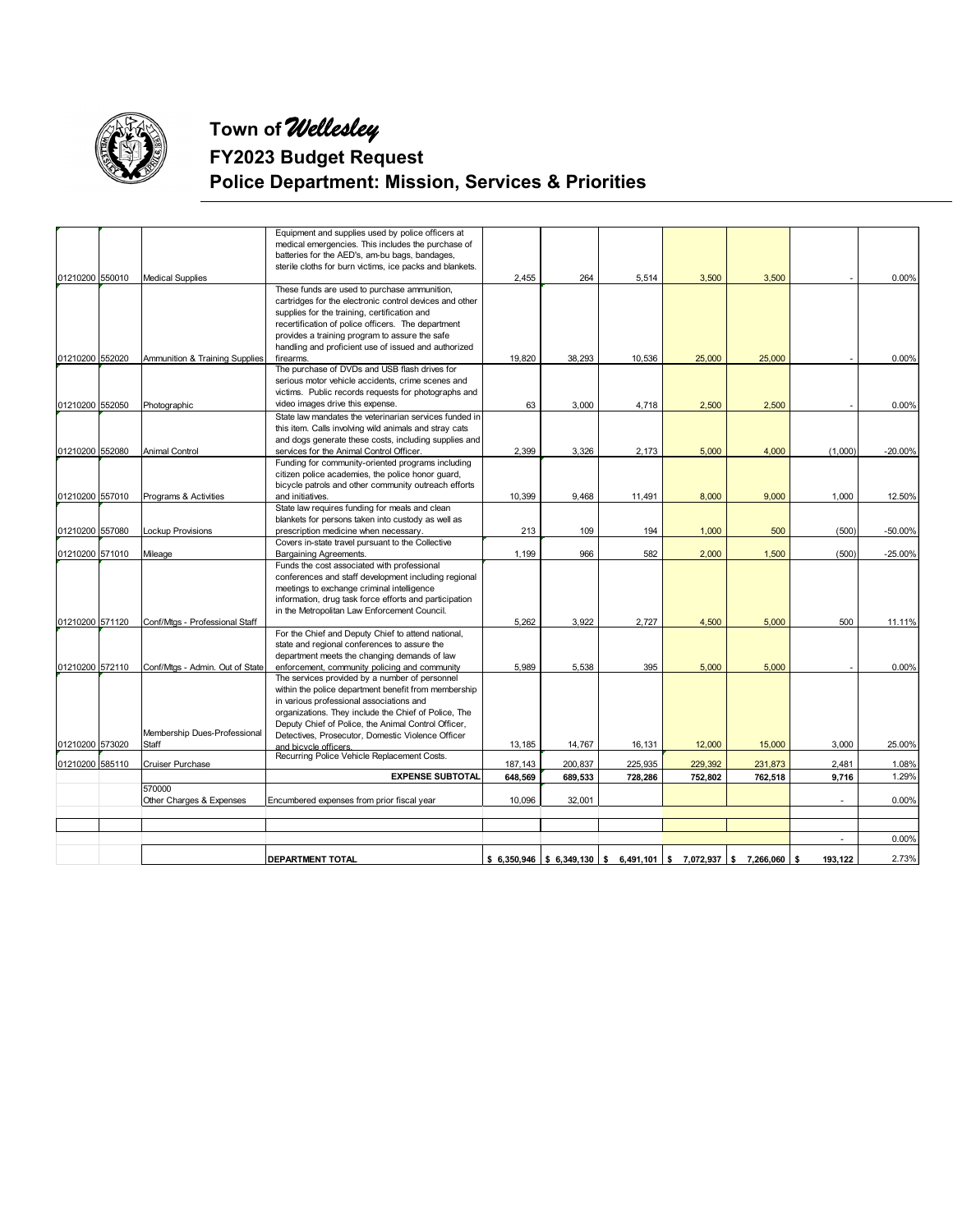# Town of *Wellesley*

## FY2023 Budget Request

## Police Department: Mission, Services & Priorities

| Org | Object | Account | Description | | | | | | | |
|---|---|---|---|---|---|---|---|---|---|---|
| 01210200 | 550010 | Medical Supplies | Equipment and supplies used by police officers at medical emergencies. This includes the purchase of batteries for the AED's, am-bu bags, bandages, sterile cloths for burn victims, ice packs and blankets. | 2,455 | 264 | 5,514 | 3,500 | 3,500 | - | 0.00% |
| 01210200 | 552020 | Ammunition & Training Supplies | These funds are used to purchase ammunition, cartridges for the electronic control devices and other supplies for the training, certification and recertification of police officers. The department provides a training program to assure the safe handling and proficient use of issued and authorized firearms. | 19,820 | 38,293 | 10,536 | 25,000 | 25,000 | - | 0.00% |
| 01210200 | 552050 | Photographic | The purchase of DVDs and USB flash drives for serious motor vehicle accidents, crime scenes and victims. Public records requests for photographs and video images drive this expense. | 63 | 3,000 | 4,718 | 2,500 | 2,500 | - | 0.00% |
| 01210200 | 552080 | Animal Control | State law mandates the veterinarian services funded in this item. Calls involving wild animals and stray cats and dogs generate these costs, including supplies and services for the Animal Control Officer. | 2,399 | 3,326 | 2,173 | 5,000 | 4,000 | (1,000) | -20.00% |
| 01210200 | 557010 | Programs & Activities | Funding for community-oriented programs including citizen police academies, the police honor guard, bicycle patrols and other community outreach efforts and initiatives. | 10,399 | 9,468 | 11,491 | 8,000 | 9,000 | 1,000 | 12.50% |
| 01210200 | 557080 | Lockup Provisions | State law requires funding for meals and clean blankets for persons taken into custody as well as prescription medicine when necessary. | 213 | 109 | 194 | 1,000 | 500 | (500) | -50.00% |
| 01210200 | 571010 | Mileage | Covers in-state travel pursuant to the Collective Bargaining Agreements. | 1,199 | 966 | 582 | 2,000 | 1,500 | (500) | -25.00% |
| 01210200 | 571120 | Conf/Mtgs - Professional Staff | Funds the cost associated with professional conferences and staff development including regional meetings to exchange criminal intelligence information, drug task force efforts and participation in the Metropolitan Law Enforcement Council. | 5,262 | 3,922 | 2,727 | 4,500 | 5,000 | 500 | 11.11% |
| 01210200 | 572110 | Conf/Mtgs - Admin. Out of State | For the Chief and Deputy Chief to attend national, state and regional conferences to assure the department meets the changing demands of law enforcement, community policing and community | 5,989 | 5,538 | 395 | 5,000 | 5,000 | - | 0.00% |
| 01210200 | 573020 | Membership Dues-Professional Staff | The services provided by a number of personnel within the police department benefit from membership in various professional associations and organizations. They include the Chief of Police, The Deputy Chief of Police, the Animal Control Officer, Detectives, Prosecutor, Domestic Violence Officer and bicycle officers. | 13,185 | 14,767 | 16,131 | 12,000 | 15,000 | 3,000 | 25.00% |
| 01210200 | 585110 | Cruiser Purchase | Recurring Police Vehicle Replacement Costs. | 187,143 | 200,837 | 225,935 | 229,392 | 231,873 | 2,481 | 1.08% |
| | | | **EXPENSE SUBTOTAL** | **648,569** | **689,533** | **728,286** | **752,802** | **762,518** | **9,716** | 1.29% |
| | | 570000 Other Charges & Expenses | Encumbered expenses from prior fiscal year | 10,096 | 32,001 | | | | - | 0.00% |
| | | | | | | | | | | |
| | | | | | | | | | - | 0.00% |
| | | | **DEPARTMENT TOTAL** | **$ 6,350,946** | **$ 6,349,130** | **$ 6,491,101** | **$ 7,072,937** | **$ 7,266,060** | **$ 193,122** | 2.73% |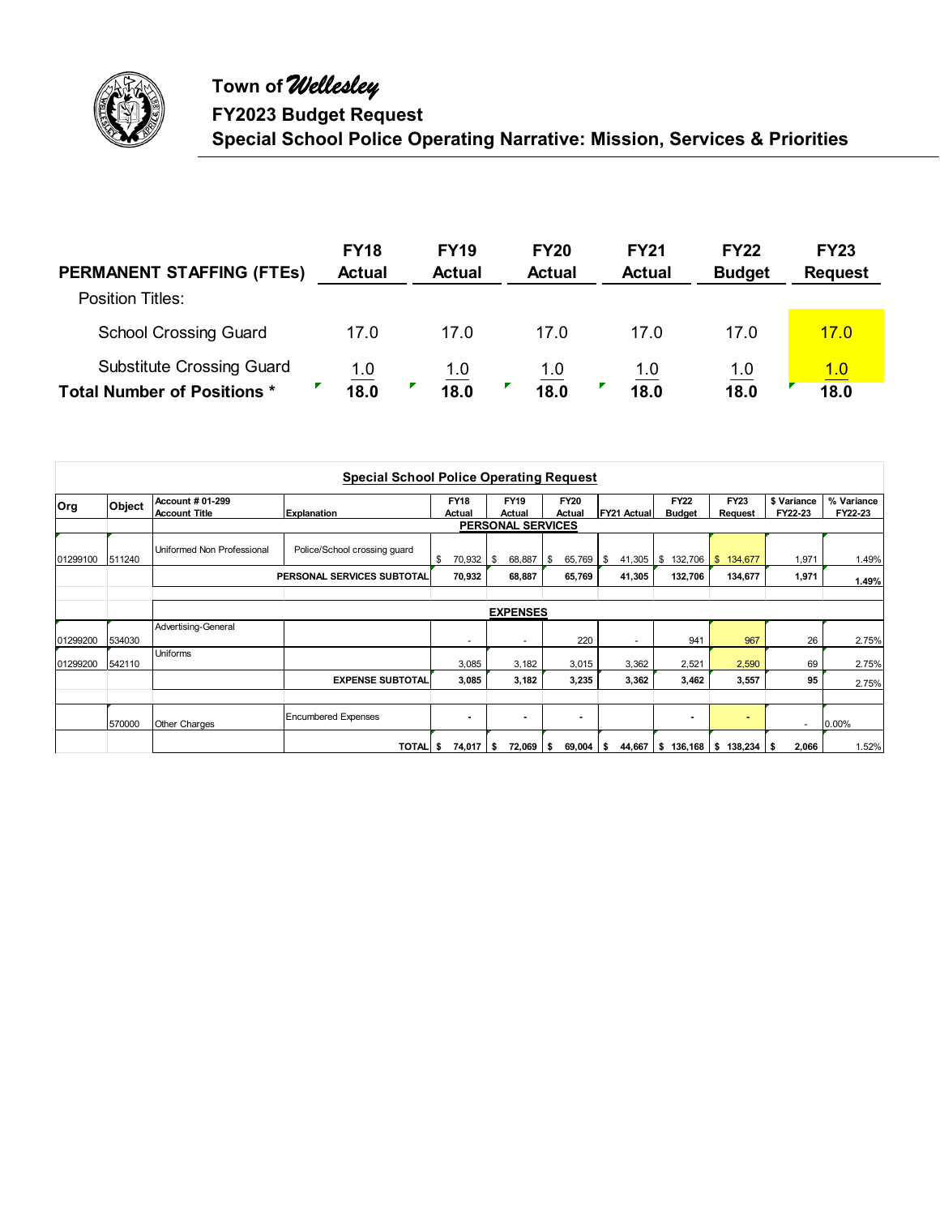# Town of *Wellesley*

## FY2023 Budget Request

## Special School Police Operating Narrative: Mission, Services & Priorities

| PERMANENT STAFFING (FTEs) | FY18 Actual | FY19 Actual | FY20 Actual | FY21 Actual | FY22 Budget | FY23 Request |
|---|---|---|---|---|---|---|
| Position Titles: | | | | | | |
| School Crossing Guard | 17.0 | 17.0 | 17.0 | 17.0 | 17.0 | 17.0 |
| Substitute Crossing Guard | 1.0 | 1.0 | 1.0 | 1.0 | 1.0 | 1.0 |
| **Total Number of Positions *** | **18.0** | **18.0** | **18.0** | **18.0** | **18.0** | **18.0** |

**Special School Police Operating Request**

| Org | Object | Account # 01-299 Account Title | Explanation | FY18 Actual | FY19 Actual | FY20 Actual | FY21 Actual | FY22 Budget | FY23 Request | $ Variance FY22-23 | % Variance FY22-23 |
|---|---|---|---|---|---|---|---|---|---|---|---|
| | | **PERSONAL SERVICES** | | | | | | | | | |
| 01299100 | 511240 | Uniformed Non Professional | Police/School crossing guard | $ 70,932 | $ 68,887 | $ 65,769 | $ 41,305 | $ 132,706 | $ 134,677 | 1,971 | 1.49% |
| | | | **PERSONAL SERVICES SUBTOTAL** | **70,932** | **68,887** | **65,769** | **41,305** | **132,706** | **134,677** | **1,971** | **1.49%** |
| | | **EXPENSES** | | | | | | | | | |
| 01299200 | 534030 | Advertising-General | | - | - | 220 | - | 941 | 967 | 26 | 2.75% |
| 01299200 | 542110 | Uniforms | | 3,085 | 3,182 | 3,015 | 3,362 | 2,521 | 2,590 | 69 | 2.75% |
| | | | **EXPENSE SUBTOTAL** | **3,085** | **3,182** | **3,235** | **3,362** | **3,462** | **3,557** | **95** | 2.75% |
| | 570000 | Other Charges | Encumbered Expenses | - | - | - | | - | - | - | 0.00% |
| | | | **TOTAL** | **$ 74,017** | **$ 72,069** | **$ 69,004** | **$ 44,667** | **$ 136,168** | **$ 138,234** | **$ 2,066** | 1.52% |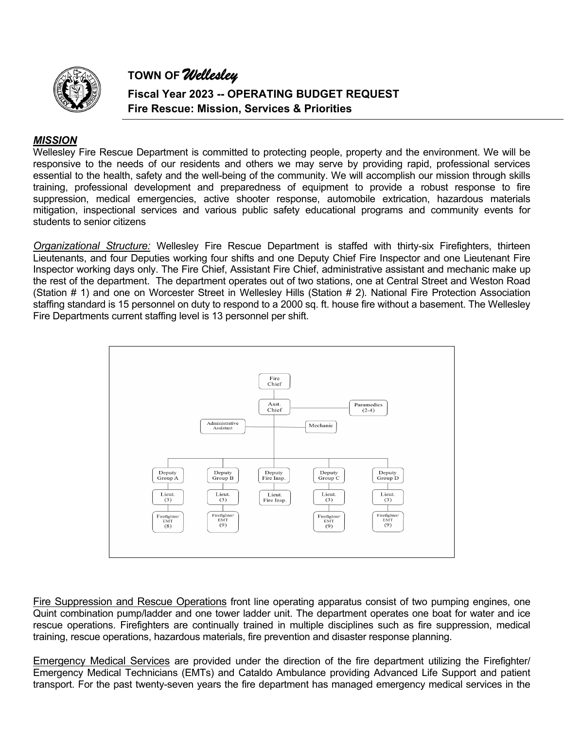# TOWN OF *Wellesley*

## Fiscal Year 2023 -- OPERATING BUDGET REQUEST
## Fire Rescue: Mission, Services & Priorities

***MISSION***

Wellesley Fire Rescue Department is committed to protecting people, property and the environment. We will be responsive to the needs of our residents and others we may serve by providing rapid, professional services essential to the health, safety and the well-being of the community. We will accomplish our mission through skills training, professional development and preparedness of equipment to provide a robust response to fire suppression, medical emergencies, active shooter response, automobile extrication, hazardous materials mitigation, inspectional services and various public safety educational programs and community events for students to senior citizens

*Organizational Structure:* Wellesley Fire Rescue Department is staffed with thirty-six Firefighters, thirteen Lieutenants, and four Deputies working four shifts and one Deputy Chief Fire Inspector and one Lieutenant Fire Inspector working days only. The Fire Chief, Assistant Fire Chief, administrative assistant and mechanic make up the rest of the department. The department operates out of two stations, one at Central Street and Weston Road (Station # 1) and one on Worcester Street in Wellesley Hills (Station # 2). National Fire Protection Association staffing standard is 15 personnel on duty to respond to a 2000 sq. ft. house fire without a basement. The Wellesley Fire Departments current staffing level is 13 personnel per shift.

- Fire Chief
  - Asst. Chief
    - Paramedics (2-4)
    - Administrative Assistant
    - Mechanic
    - Deputy Group A
      - Lieut. (3)
        - Firefighter/ EMT (8)
    - Deputy Group B
      - Lieut. (3)
        - Firefighter/ EMT (9)
    - Deputy Fire Insp.
      - Lieut. Fire Insp.
    - Deputy Group C
      - Lieut. (3)
        - Firefighter/ EMT (9)
    - Deputy Group D
      - Lieut. (3)
        - Firefighter/ EMT (9)

Fire Suppression and Rescue Operations front line operating apparatus consist of two pumping engines, one Quint combination pump/ladder and one tower ladder unit. The department operates one boat for water and ice rescue operations. Firefighters are continually trained in multiple disciplines such as fire suppression, medical training, rescue operations, hazardous materials, fire prevention and disaster response planning.

Emergency Medical Services are provided under the direction of the fire department utilizing the Firefighter/ Emergency Medical Technicians (EMTs) and Cataldo Ambulance providing Advanced Life Support and patient transport. For the past twenty-seven years the fire department has managed emergency medical services in the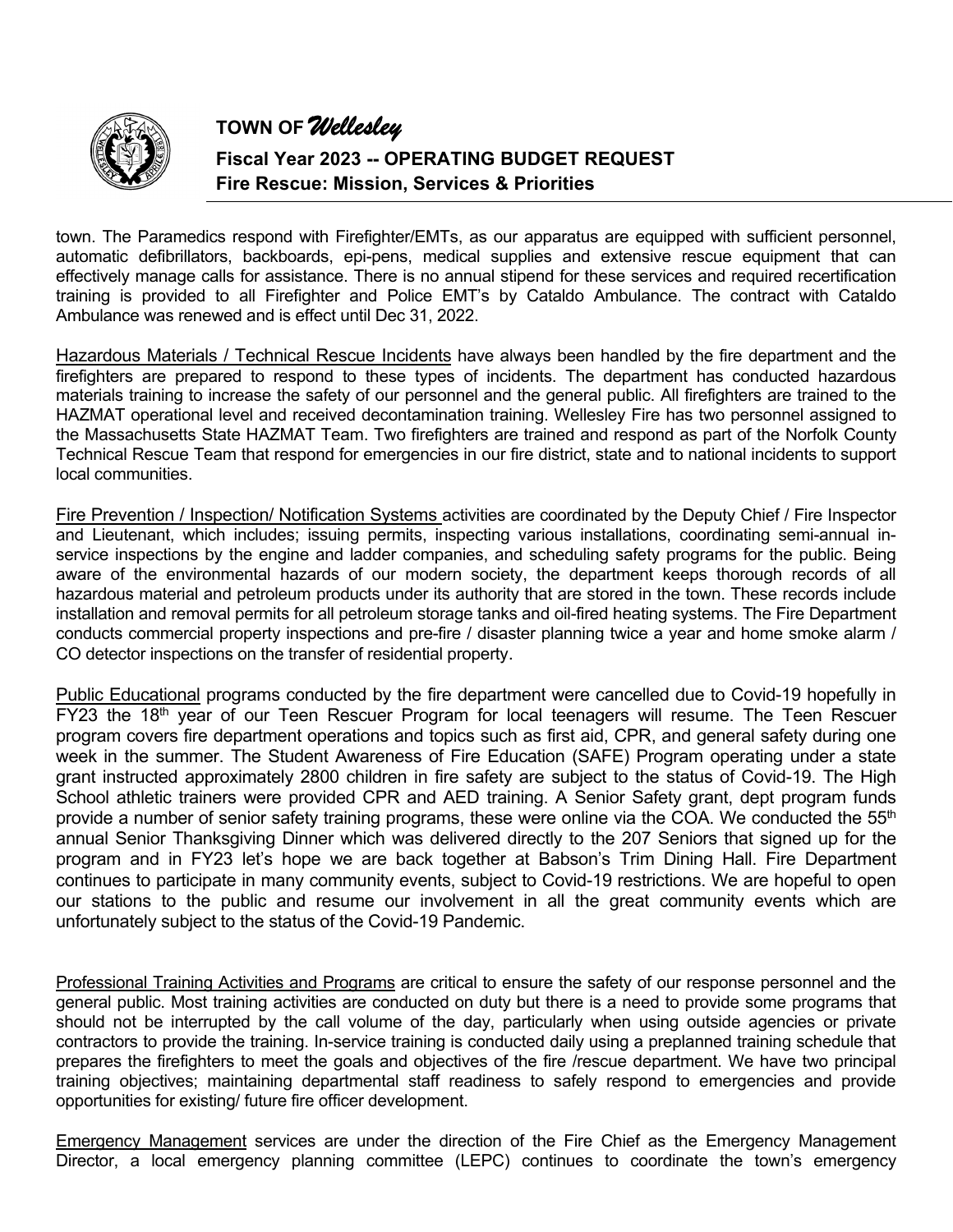town. The Paramedics respond with Firefighter/EMTs, as our apparatus are equipped with sufficient personnel, automatic defibrillators, backboards, epi-pens, medical supplies and extensive rescue equipment that can effectively manage calls for assistance. There is no annual stipend for these services and required recertification training is provided to all Firefighter and Police EMT's by Cataldo Ambulance. The contract with Cataldo Ambulance was renewed and is effect until Dec 31, 2022.

Hazardous Materials / Technical Rescue Incidents have always been handled by the fire department and the firefighters are prepared to respond to these types of incidents. The department has conducted hazardous materials training to increase the safety of our personnel and the general public. All firefighters are trained to the HAZMAT operational level and received decontamination training. Wellesley Fire has two personnel assigned to the Massachusetts State HAZMAT Team. Two firefighters are trained and respond as part of the Norfolk County Technical Rescue Team that respond for emergencies in our fire district, state and to national incidents to support local communities.

Fire Prevention / Inspection/ Notification Systems activities are coordinated by the Deputy Chief / Fire Inspector and Lieutenant, which includes; issuing permits, inspecting various installations, coordinating semi-annual in-service inspections by the engine and ladder companies, and scheduling safety programs for the public. Being aware of the environmental hazards of our modern society, the department keeps thorough records of all hazardous material and petroleum products under its authority that are stored in the town. These records include installation and removal permits for all petroleum storage tanks and oil-fired heating systems. The Fire Department conducts commercial property inspections and pre-fire / disaster planning twice a year and home smoke alarm / CO detector inspections on the transfer of residential property.

Public Educational programs conducted by the fire department were cancelled due to Covid-19 hopefully in FY23 the 18th year of our Teen Rescuer Program for local teenagers will resume. The Teen Rescuer program covers fire department operations and topics such as first aid, CPR, and general safety during one week in the summer. The Student Awareness of Fire Education (SAFE) Program operating under a state grant instructed approximately 2800 children in fire safety are subject to the status of Covid-19. The High School athletic trainers were provided CPR and AED training. A Senior Safety grant, dept program funds provide a number of senior safety training programs, these were online via the COA. We conducted the 55th annual Senior Thanksgiving Dinner which was delivered directly to the 207 Seniors that signed up for the program and in FY23 let's hope we are back together at Babson's Trim Dining Hall. Fire Department continues to participate in many community events, subject to Covid-19 restrictions. We are hopeful to open our stations to the public and resume our involvement in all the great community events which are unfortunately subject to the status of the Covid-19 Pandemic.

Professional Training Activities and Programs are critical to ensure the safety of our response personnel and the general public. Most training activities are conducted on duty but there is a need to provide some programs that should not be interrupted by the call volume of the day, particularly when using outside agencies or private contractors to provide the training. In-service training is conducted daily using a preplanned training schedule that prepares the firefighters to meet the goals and objectives of the fire /rescue department. We have two principal training objectives; maintaining departmental staff readiness to safely respond to emergencies and provide opportunities for existing/ future fire officer development.

Emergency Management services are under the direction of the Fire Chief as the Emergency Management Director, a local emergency planning committee (LEPC) continues to coordinate the town's emergency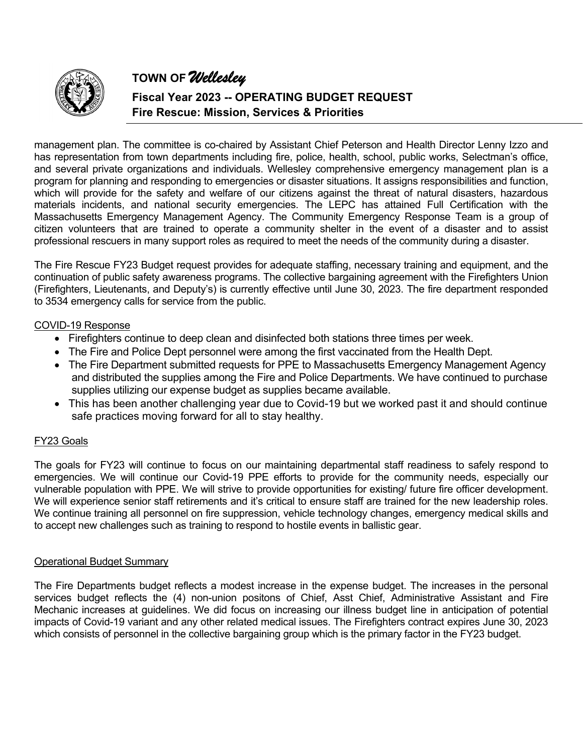management plan. The committee is co-chaired by Assistant Chief Peterson and Health Director Lenny Izzo and has representation from town departments including fire, police, health, school, public works, Selectman's office, and several private organizations and individuals. Wellesley comprehensive emergency management plan is a program for planning and responding to emergencies or disaster situations. It assigns responsibilities and function, which will provide for the safety and welfare of our citizens against the threat of natural disasters, hazardous materials incidents, and national security emergencies. The LEPC has attained Full Certification with the Massachusetts Emergency Management Agency. The Community Emergency Response Team is a group of citizen volunteers that are trained to operate a community shelter in the event of a disaster and to assist professional rescuers in many support roles as required to meet the needs of the community during a disaster.

The Fire Rescue FY23 Budget request provides for adequate staffing, necessary training and equipment, and the continuation of public safety awareness programs. The collective bargaining agreement with the Firefighters Union (Firefighters, Lieutenants, and Deputy's) is currently effective until June 30, 2023. The fire department responded to 3534 emergency calls for service from the public.

COVID-19 Response

- Firefighters continue to deep clean and disinfected both stations three times per week.
- The Fire and Police Dept personnel were among the first vaccinated from the Health Dept.
- The Fire Department submitted requests for PPE to Massachusetts Emergency Management Agency and distributed the supplies among the Fire and Police Departments. We have continued to purchase supplies utilizing our expense budget as supplies became available.
- This has been another challenging year due to Covid-19 but we worked past it and should continue safe practices moving forward for all to stay healthy.

FY23 Goals

The goals for FY23 will continue to focus on our maintaining departmental staff readiness to safely respond to emergencies. We will continue our Covid-19 PPE efforts to provide for the community needs, especially our vulnerable population with PPE. We will strive to provide opportunities for existing/ future fire officer development. We will experience senior staff retirements and it's critical to ensure staff are trained for the new leadership roles. We continue training all personnel on fire suppression, vehicle technology changes, emergency medical skills and to accept new challenges such as training to respond to hostile events in ballistic gear.

Operational Budget Summary

The Fire Departments budget reflects a modest increase in the expense budget. The increases in the personal services budget reflects the (4) non-union positons of Chief, Asst Chief, Administrative Assistant and Fire Mechanic increases at guidelines. We did focus on increasing our illness budget line in anticipation of potential impacts of Covid-19 variant and any other related medical issues. The Firefighters contract expires June 30, 2023 which consists of personnel in the collective bargaining group which is the primary factor in the FY23 budget.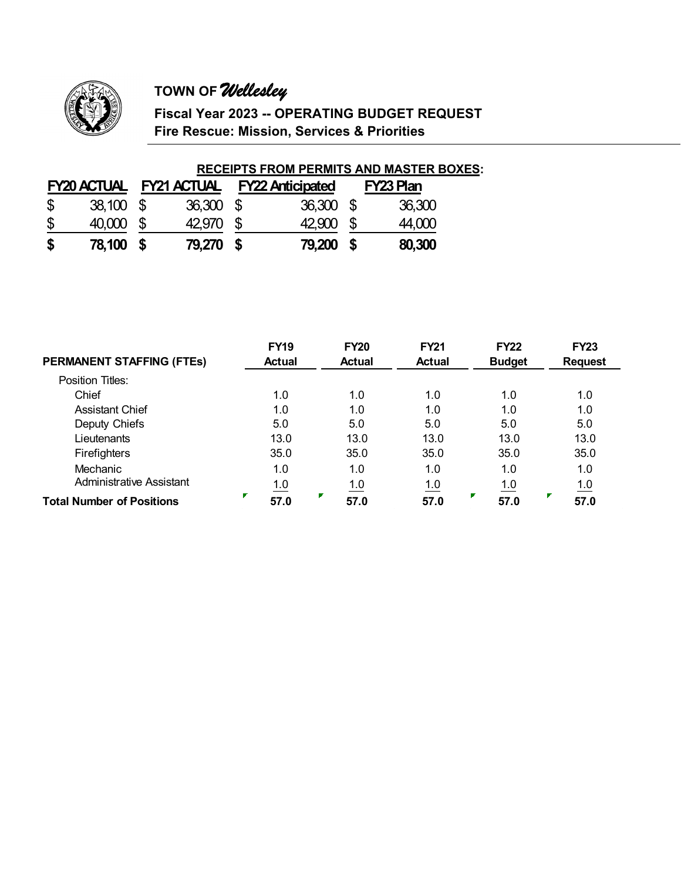**TOWN OF** ***Wellesley***

**Fiscal Year 2023 -- OPERATING BUDGET REQUEST**
**Fire Rescue: Mission, Services & Priorities**

**RECEIPTS FROM PERMITS AND MASTER BOXES:**

| FY20 ACTUAL | FY21 ACTUAL | FY22 Anticipated | FY23 Plan |
|---|---|---|---|
| $ 38,100 | $ 36,300 | $ 36,300 | $ 36,300 |
| $ 40,000 | $ 42,970 | $ 42,900 | $ 44,000 |
| **$ 78,100** | **$ 79,270** | **$ 79,200** | **$ 80,300** |

| PERMANENT STAFFING (FTEs) | FY19 Actual | FY20 Actual | FY21 Actual | FY22 Budget | FY23 Request |
|---|---|---|---|---|---|
| Position Titles: | | | | | |
| Chief | 1.0 | 1.0 | 1.0 | 1.0 | 1.0 |
| Assistant Chief | 1.0 | 1.0 | 1.0 | 1.0 | 1.0 |
| Deputy Chiefs | 5.0 | 5.0 | 5.0 | 5.0 | 5.0 |
| Lieutenants | 13.0 | 13.0 | 13.0 | 13.0 | 13.0 |
| Firefighters | 35.0 | 35.0 | 35.0 | 35.0 | 35.0 |
| Mechanic | 1.0 | 1.0 | 1.0 | 1.0 | 1.0 |
| Administrative Assistant | 1.0 | 1.0 | 1.0 | 1.0 | 1.0 |
| **Total Number of Positions** | **57.0** | **57.0** | **57.0** | **57.0** | **57.0** |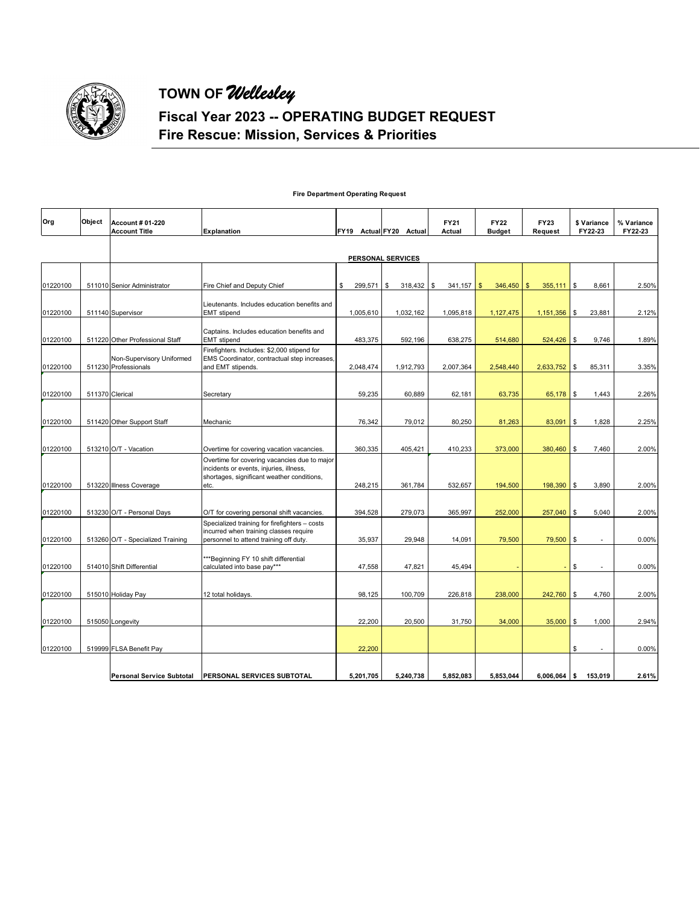# TOWN OF *Wellesley*

## Fiscal Year 2023 -- OPERATING BUDGET REQUEST
## Fire Rescue: Mission, Services & Priorities

**Fire Department Operating Request**

| Org | Object | Account # 01-220 Account Title | Explanation | FY19 Actual | FY20 Actual | FY21 Actual | FY22 Budget | FY23 Request | $ Variance FY22-23 | % Variance FY22-23 |
|---|---|---|---|---|---|---|---|---|---|---|
| | | | **PERSONAL SERVICES** | | | | | | | |
| 01220100 | 511010 | Senior Administrator | Fire Chief and Deputy Chief | $ 299,571 | $ 318,432 | $ 341,157 | $ 346,450 | $ 355,111 | $ 8,661 | 2.50% |
| 01220100 | 511140 | Supervisor | Lieutenants. Includes education benefits and EMT stipend | 1,005,610 | 1,032,162 | 1,095,818 | 1,127,475 | 1,151,356 | $ 23,881 | 2.12% |
| 01220100 | 511220 | Other Professional Staff | Captains. Includes education benefits and EMT stipend | 483,375 | 592,196 | 638,275 | 514,680 | 524,426 | $ 9,746 | 1.89% |
| 01220100 | 511230 | Non-Supervisory Uniformed Professionals | Firefighters. Includes: $2,000 stipend for EMS Coordinator, contractual step increases, and EMT stipends. | 2,048,474 | 1,912,793 | 2,007,364 | 2,548,440 | 2,633,752 | $ 85,311 | 3.35% |
| 01220100 | 511370 | Clerical | Secretary | 59,235 | 60,889 | 62,181 | 63,735 | 65,178 | $ 1,443 | 2.26% |
| 01220100 | 511420 | Other Support Staff | Mechanic | 76,342 | 79,012 | 80,250 | 81,263 | 83,091 | $ 1,828 | 2.25% |
| 01220100 | 513210 | O/T - Vacation | Overtime for covering vacation vacancies. | 360,335 | 405,421 | 410,233 | 373,000 | 380,460 | $ 7,460 | 2.00% |
| 01220100 | 513220 | Illness Coverage | Overtime for covering vacancies due to major incidents or events, injuries, illness, shortages, significant weather conditions, etc. | 248,215 | 361,784 | 532,657 | 194,500 | 198,390 | $ 3,890 | 2.00% |
| 01220100 | 513230 | O/T - Personal Days | O/T for covering personal shift vacancies. | 394,528 | 279,073 | 365,997 | 252,000 | 257,040 | $ 5,040 | 2.00% |
| 01220100 | 513260 | O/T - Specialized Training | Specialized training for firefighters – costs incurred when training classes require personnel to attend training off duty. | 35,937 | 29,948 | 14,091 | 79,500 | 79,500 | $ - | 0.00% |
| 01220100 | 514010 | Shift Differential | ***Beginning FY 10 shift differential calculated into base pay*** | 47,558 | 47,821 | 45,494 | - | - | $ - | 0.00% |
| 01220100 | 515010 | Holiday Pay | 12 total holidays. | 98,125 | 100,709 | 226,818 | 238,000 | 242,760 | $ 4,760 | 2.00% |
| 01220100 | 515050 | Longevity | | 22,200 | 20,500 | 31,750 | 34,000 | 35,000 | $ 1,000 | 2.94% |
| 01220100 | 519999 | FLSA Benefit Pay | | 22,200 | | | | | $ - | 0.00% |
| | | **Personal Service Subtotal** | **PERSONAL SERVICES SUBTOTAL** | **5,201,705** | **5,240,738** | **5,852,083** | **5,853,044** | **6,006,064** | **$ 153,019** | **2.61%** |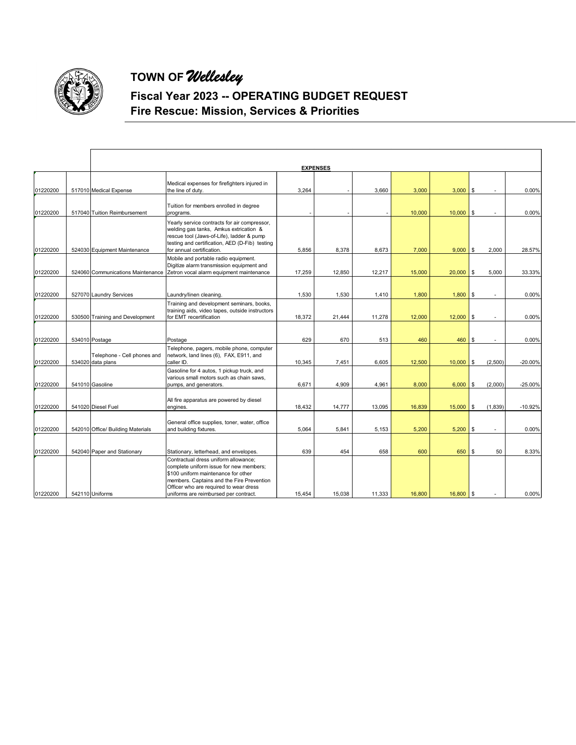# TOWN OF *Wellesley*

## Fiscal Year 2023 -- OPERATING BUDGET REQUEST
## Fire Rescue: Mission, Services & Priorities

| | | | | | | | | | |
|---|---|---|---|---|---|---|---|---|---|
| | | | **EXPENSES** | | | | | | |
| 01220200 | 517010 Medical Expense | Medical expenses for firefighters injured in the line of duty. | 3,264 | - | 3,660 | 3,000 | 3,000 | $ - | 0.00% |
| 01220200 | 517040 Tuition Reimbursement | Tuition for members enrolled in degree programs. | - | - | - | 10,000 | 10,000 | $ - | 0.00% |
| 01220200 | 524030 Equipment Maintenance | Yearly service contracts for air compressor, welding gas tanks, Amkus extrication & rescue tool (Jaws-of-Life), ladder & pump testing and certification, AED (D-Fib) testing for annual certification. | 5,856 | 8,378 | 8,673 | 7,000 | 9,000 | $ 2,000 | 28.57% |
| 01220200 | 524060 Communications Maintenance | Mobile and portable radio equipment. Digitize alarm transmission equipment and Zetron vocal alarm equipment maintenance | 17,259 | 12,850 | 12,217 | 15,000 | 20,000 | $ 5,000 | 33.33% |
| 01220200 | 527070 Laundry Services | Laundry/linen cleaning. | 1,530 | 1,530 | 1,410 | 1,800 | 1,800 | $ - | 0.00% |
| 01220200 | 530500 Training and Development | Training and development seminars, books, training aids, video tapes, outside instructors for EMT recertification | 18,372 | 21,444 | 11,278 | 12,000 | 12,000 | $ - | 0.00% |
| 01220200 | 534010 Postage | Postage | 629 | 670 | 513 | 460 | 460 | $ - | 0.00% |
| 01220200 | 534020 Telephone - Cell phones and data plans | Telephone, pagers, mobile phone, computer network, land lines (6), FAX, E911, and caller ID. | 10,345 | 7,451 | 6,605 | 12,500 | 10,000 | $ (2,500) | -20.00% |
| 01220200 | 541010 Gasoline | Gasoline for 4 autos, 1 pickup truck, and various small motors such as chain saws, pumps, and generators. | 6,671 | 4,909 | 4,961 | 8,000 | 6,000 | $ (2,000) | -25.00% |
| 01220200 | 541020 Diesel Fuel | All fire apparatus are powered by diesel engines. | 18,432 | 14,777 | 13,095 | 16,839 | 15,000 | $ (1,839) | -10.92% |
| 01220200 | 542010 Office/ Building Materials | General office supplies, toner, water, office and building fixtures. | 5,064 | 5,841 | 5,153 | 5,200 | 5,200 | $ - | 0.00% |
| 01220200 | 542040 Paper and Stationary | Stationary, letterhead, and envelopes. | 639 | 454 | 658 | 600 | 650 | $ 50 | 8.33% |
| 01220200 | 542110 Uniforms | Contractual dress uniform allowance; complete uniform issue for new members; $100 uniform maintenance for other members. Captains and the Fire Prevention Officer who are required to wear dress uniforms are reimbursed per contract. | 15,454 | 15,038 | 11,333 | 16,800 | 16,800 | $ - | 0.00% |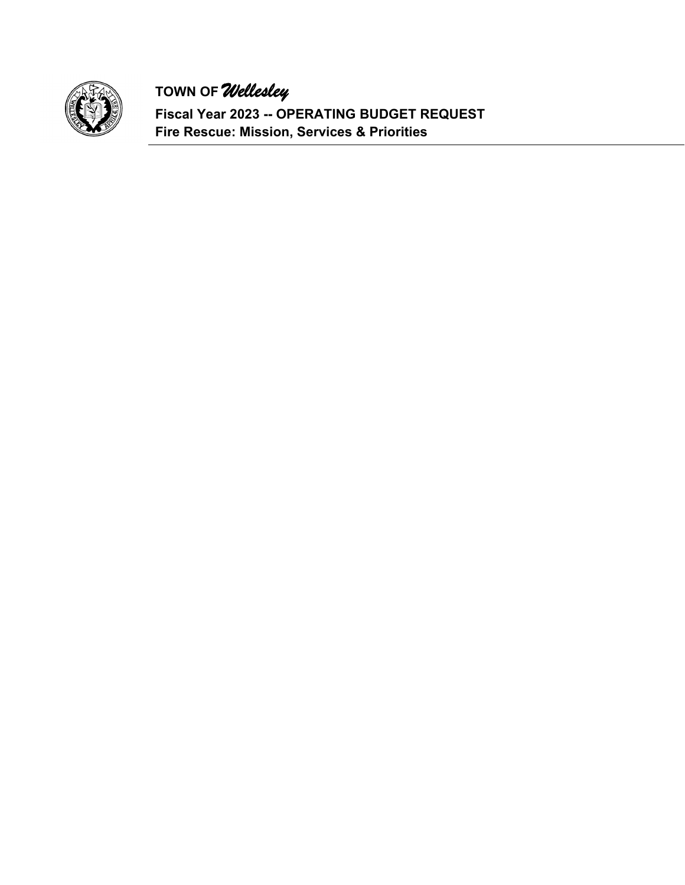**TOWN OF *Wellesley***

**Fiscal Year 2023 -- OPERATING BUDGET REQUEST**
**Fire Rescue: Mission, Services & Priorities**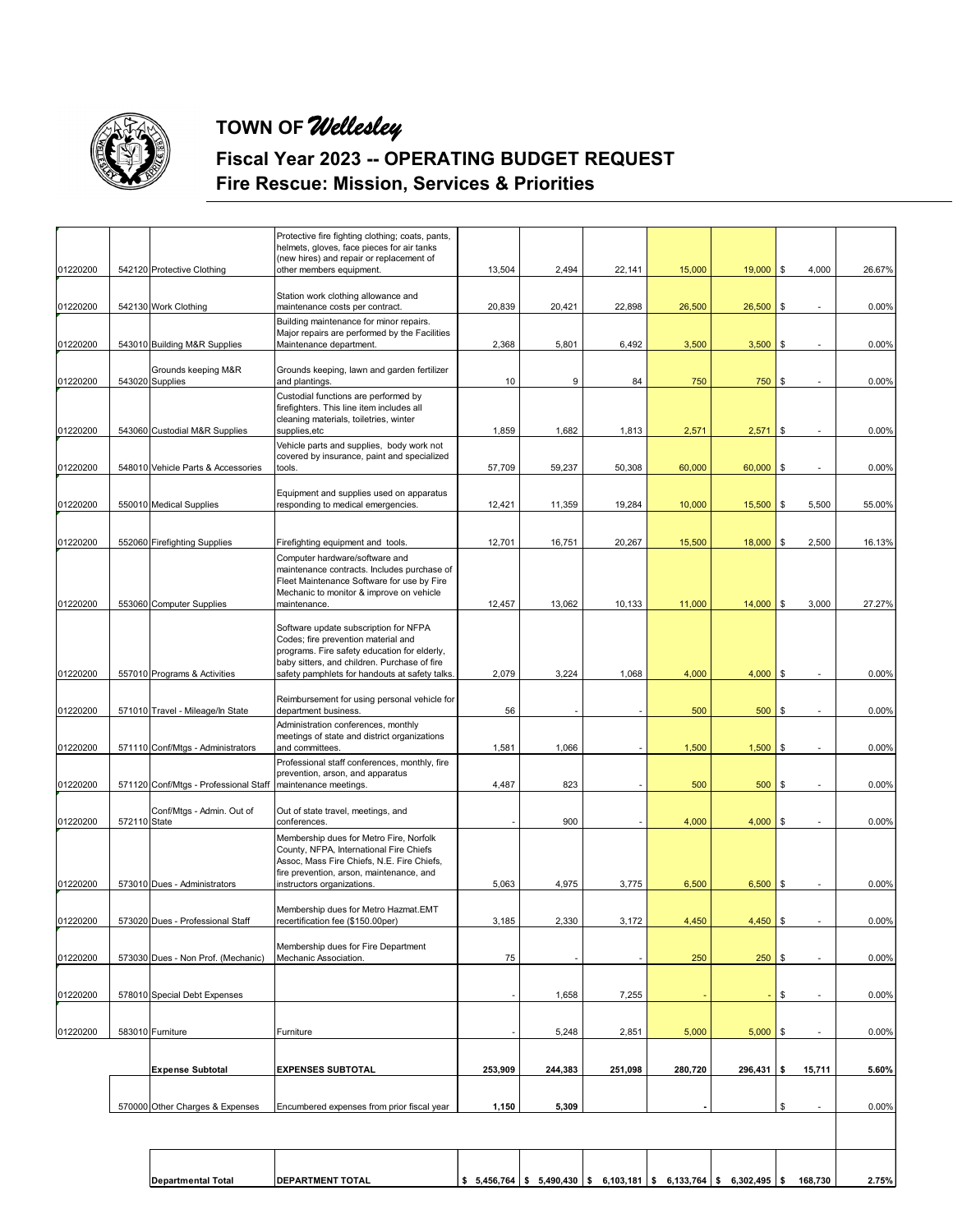# TOWN OF *Wellesley*

## Fiscal Year 2023 -- OPERATING BUDGET REQUEST

## Fire Rescue: Mission, Services & Priorities

| | | | | | | | | | | |
|---|---|---|---|---|---|---|---|---|---|---|
| 01220200 | 542120 | Protective Clothing | Protective fire fighting clothing; coats, pants, helmets, gloves, face pieces for air tanks (new hires) and repair or replacement of other members equipment. | 13,504 | 2,494 | 22,141 | 15,000 | 19,000 | $ 4,000 | 26.67% |
| 01220200 | 542130 | Work Clothing | Station work clothing allowance and maintenance costs per contract. | 20,839 | 20,421 | 22,898 | 26,500 | 26,500 | $ - | 0.00% |
| 01220200 | 543010 | Building M&R Supplies | Building maintenance for minor repairs. Major repairs are performed by the Facilities Maintenance department. | 2,368 | 5,801 | 6,492 | 3,500 | 3,500 | $ - | 0.00% |
| 01220200 | 543020 | Grounds keeping M&R Supplies | Grounds keeping, lawn and garden fertilizer and plantings. | 10 | 9 | 84 | 750 | 750 | $ - | 0.00% |
| 01220200 | 543060 | Custodial M&R Supplies | Custodial functions are performed by firefighters. This line item includes all cleaning materials, toiletries, winter supplies,etc | 1,859 | 1,682 | 1,813 | 2,571 | 2,571 | $ - | 0.00% |
| 01220200 | 548010 | Vehicle Parts & Accessories | Vehicle parts and supplies, body work not covered by insurance, paint and specialized tools. | 57,709 | 59,237 | 50,308 | 60,000 | 60,000 | $ - | 0.00% |
| 01220200 | 550010 | Medical Supplies | Equipment and supplies used on apparatus responding to medical emergencies. | 12,421 | 11,359 | 19,284 | 10,000 | 15,500 | $ 5,500 | 55.00% |
| 01220200 | 552060 | Firefighting Supplies | Firefighting equipment and tools. | 12,701 | 16,751 | 20,267 | 15,500 | 18,000 | $ 2,500 | 16.13% |
| 01220200 | 553060 | Computer Supplies | Computer hardware/software and maintenance contracts. Includes purchase of Fleet Maintenance Software for use by Fire Mechanic to monitor & improve on vehicle maintenance. | 12,457 | 13,062 | 10,133 | 11,000 | 14,000 | $ 3,000 | 27.27% |
| 01220200 | 557010 | Programs & Activities | Software update subscription for NFPA Codes; fire prevention material and programs. Fire safety education for elderly, baby sitters, and children. Purchase of fire safety pamphlets for handouts at safety talks. | 2,079 | 3,224 | 1,068 | 4,000 | 4,000 | $ - | 0.00% |
| 01220200 | 571010 | Travel - Mileage/In State | Reimbursement for using personal vehicle for department business. | 56 | - | - | 500 | 500 | $ - | 0.00% |
| 01220200 | 571110 | Conf/Mtgs - Administrators | Administration conferences, monthly meetings of state and district organizations and committees. | 1,581 | 1,066 | - | 1,500 | 1,500 | $ - | 0.00% |
| 01220200 | 571120 | Conf/Mtgs - Professional Staff | Professional staff conferences, monthly, fire prevention, arson, and apparatus maintenance meetings. | 4,487 | 823 | - | 500 | 500 | $ - | 0.00% |
| 01220200 | 572110 | Conf/Mtgs - Admin. Out of State | Out of state travel, meetings, and conferences. | - | 900 | - | 4,000 | 4,000 | $ - | 0.00% |
| 01220200 | 573010 | Dues - Administrators | Membership dues for Metro Fire, Norfolk County, NFPA, International Fire Chiefs Assoc, Mass Fire Chiefs, N.E. Fire Chiefs, fire prevention, arson, maintenance, and instructors organizations. | 5,063 | 4,975 | 3,775 | 6,500 | 6,500 | $ - | 0.00% |
| 01220200 | 573020 | Dues - Professional Staff | Membership dues for Metro Hazmat.EMT recertification fee ($150.00per) | 3,185 | 2,330 | 3,172 | 4,450 | 4,450 | $ - | 0.00% |
| 01220200 | 573030 | Dues - Non Prof. (Mechanic) | Membership dues for Fire Department Mechanic Association. | 75 | - | - | 250 | 250 | $ - | 0.00% |
| 01220200 | 578010 | Special Debt Expenses | | - | 1,658 | 7,255 | - | - | $ - | 0.00% |
| 01220200 | 583010 | Furniture | Furniture | - | 5,248 | 2,851 | 5,000 | 5,000 | $ - | 0.00% |
| | | **Expense Subtotal** | **EXPENSES SUBTOTAL** | **253,909** | **244,383** | **251,098** | **280,720** | **296,431** | **$ 15,711** | **5.60%** |
| | 570000 | Other Charges & Expenses | Encumbered expenses from prior fiscal year | **1,150** | **5,309** | | **-** | | $ - | 0.00% |
| | | **Departmental Total** | **DEPARTMENT TOTAL** | **$ 5,456,764** | **$ 5,490,430** | **$ 6,103,181** | **$ 6,133,764** | **$ 6,302,495** | **$ 168,730** | **2.75%** |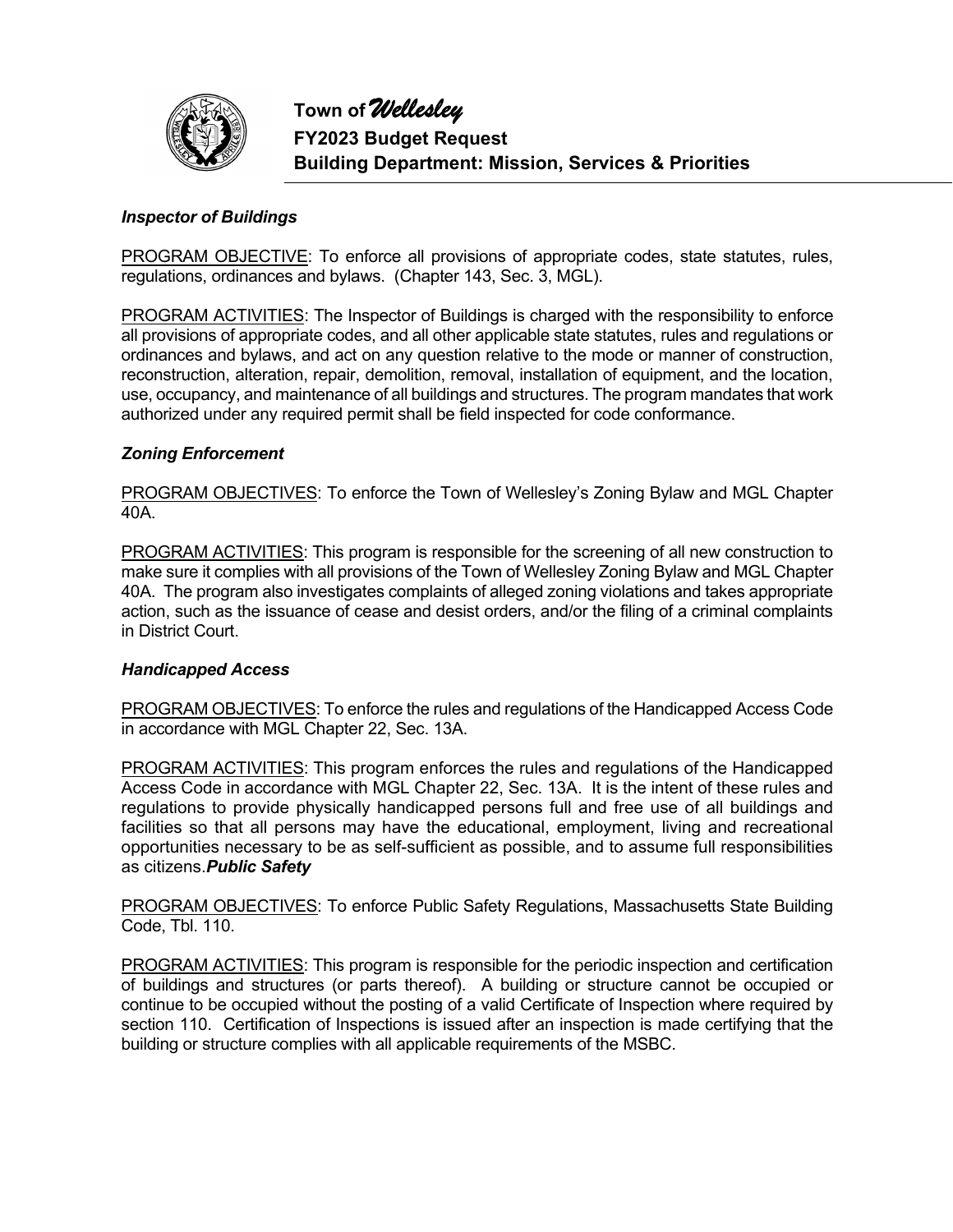# Town of *Wellesley*
## FY2023 Budget Request
## Building Department: Mission, Services & Priorities

### *Inspector of Buildings*

PROGRAM OBJECTIVE: To enforce all provisions of appropriate codes, state statutes, rules, regulations, ordinances and bylaws. (Chapter 143, Sec. 3, MGL).

PROGRAM ACTIVITIES: The Inspector of Buildings is charged with the responsibility to enforce all provisions of appropriate codes, and all other applicable state statutes, rules and regulations or ordinances and bylaws, and act on any question relative to the mode or manner of construction, reconstruction, alteration, repair, demolition, removal, installation of equipment, and the location, use, occupancy, and maintenance of all buildings and structures. The program mandates that work authorized under any required permit shall be field inspected for code conformance.

### *Zoning Enforcement*

PROGRAM OBJECTIVES: To enforce the Town of Wellesley's Zoning Bylaw and MGL Chapter 40A.

PROGRAM ACTIVITIES: This program is responsible for the screening of all new construction to make sure it complies with all provisions of the Town of Wellesley Zoning Bylaw and MGL Chapter 40A. The program also investigates complaints of alleged zoning violations and takes appropriate action, such as the issuance of cease and desist orders, and/or the filing of a criminal complaints in District Court.

### *Handicapped Access*

PROGRAM OBJECTIVES: To enforce the rules and regulations of the Handicapped Access Code in accordance with MGL Chapter 22, Sec. 13A.

PROGRAM ACTIVITIES: This program enforces the rules and regulations of the Handicapped Access Code in accordance with MGL Chapter 22, Sec. 13A. It is the intent of these rules and regulations to provide physically handicapped persons full and free use of all buildings and facilities so that all persons may have the educational, employment, living and recreational opportunities necessary to be as self-sufficient as possible, and to assume full responsibilities as citizens.

### *Public Safety*

PROGRAM OBJECTIVES: To enforce Public Safety Regulations, Massachusetts State Building Code, Tbl. 110.

PROGRAM ACTIVITIES: This program is responsible for the periodic inspection and certification of buildings and structures (or parts thereof). A building or structure cannot be occupied or continue to be occupied without the posting of a valid Certificate of Inspection where required by section 110. Certification of Inspections is issued after an inspection is made certifying that the building or structure complies with all applicable requirements of the MSBC.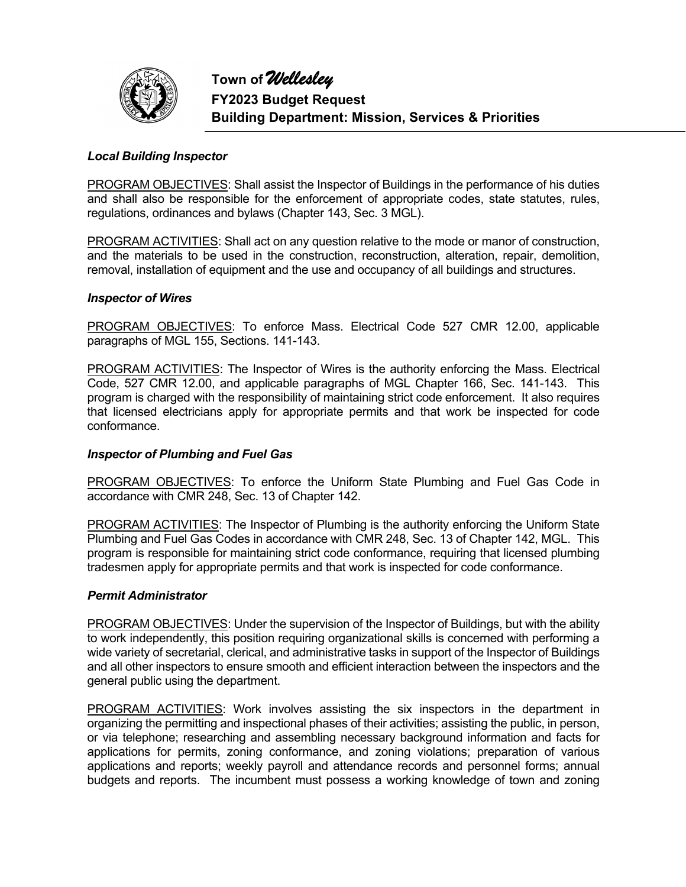# Town of *Wellesley*
## FY2023 Budget Request
## Building Department: Mission, Services & Priorities

### *Local Building Inspector*

PROGRAM OBJECTIVES: Shall assist the Inspector of Buildings in the performance of his duties and shall also be responsible for the enforcement of appropriate codes, state statutes, rules, regulations, ordinances and bylaws (Chapter 143, Sec. 3 MGL).

PROGRAM ACTIVITIES: Shall act on any question relative to the mode or manor of construction, and the materials to be used in the construction, reconstruction, alteration, repair, demolition, removal, installation of equipment and the use and occupancy of all buildings and structures.

### *Inspector of Wires*

PROGRAM OBJECTIVES: To enforce Mass. Electrical Code 527 CMR 12.00, applicable paragraphs of MGL 155, Sections. 141-143.

PROGRAM ACTIVITIES: The Inspector of Wires is the authority enforcing the Mass. Electrical Code, 527 CMR 12.00, and applicable paragraphs of MGL Chapter 166, Sec. 141-143. This program is charged with the responsibility of maintaining strict code enforcement. It also requires that licensed electricians apply for appropriate permits and that work be inspected for code conformance.

### *Inspector of Plumbing and Fuel Gas*

PROGRAM OBJECTIVES: To enforce the Uniform State Plumbing and Fuel Gas Code in accordance with CMR 248, Sec. 13 of Chapter 142.

PROGRAM ACTIVITIES: The Inspector of Plumbing is the authority enforcing the Uniform State Plumbing and Fuel Gas Codes in accordance with CMR 248, Sec. 13 of Chapter 142, MGL. This program is responsible for maintaining strict code conformance, requiring that licensed plumbing tradesmen apply for appropriate permits and that work is inspected for code conformance.

### *Permit Administrator*

PROGRAM OBJECTIVES: Under the supervision of the Inspector of Buildings, but with the ability to work independently, this position requiring organizational skills is concerned with performing a wide variety of secretarial, clerical, and administrative tasks in support of the Inspector of Buildings and all other inspectors to ensure smooth and efficient interaction between the inspectors and the general public using the department.

PROGRAM ACTIVITIES: Work involves assisting the six inspectors in the department in organizing the permitting and inspectional phases of their activities; assisting the public, in person, or via telephone; researching and assembling necessary background information and facts for applications for permits, zoning conformance, and zoning violations; preparation of various applications and reports; weekly payroll and attendance records and personnel forms; annual budgets and reports. The incumbent must possess a working knowledge of town and zoning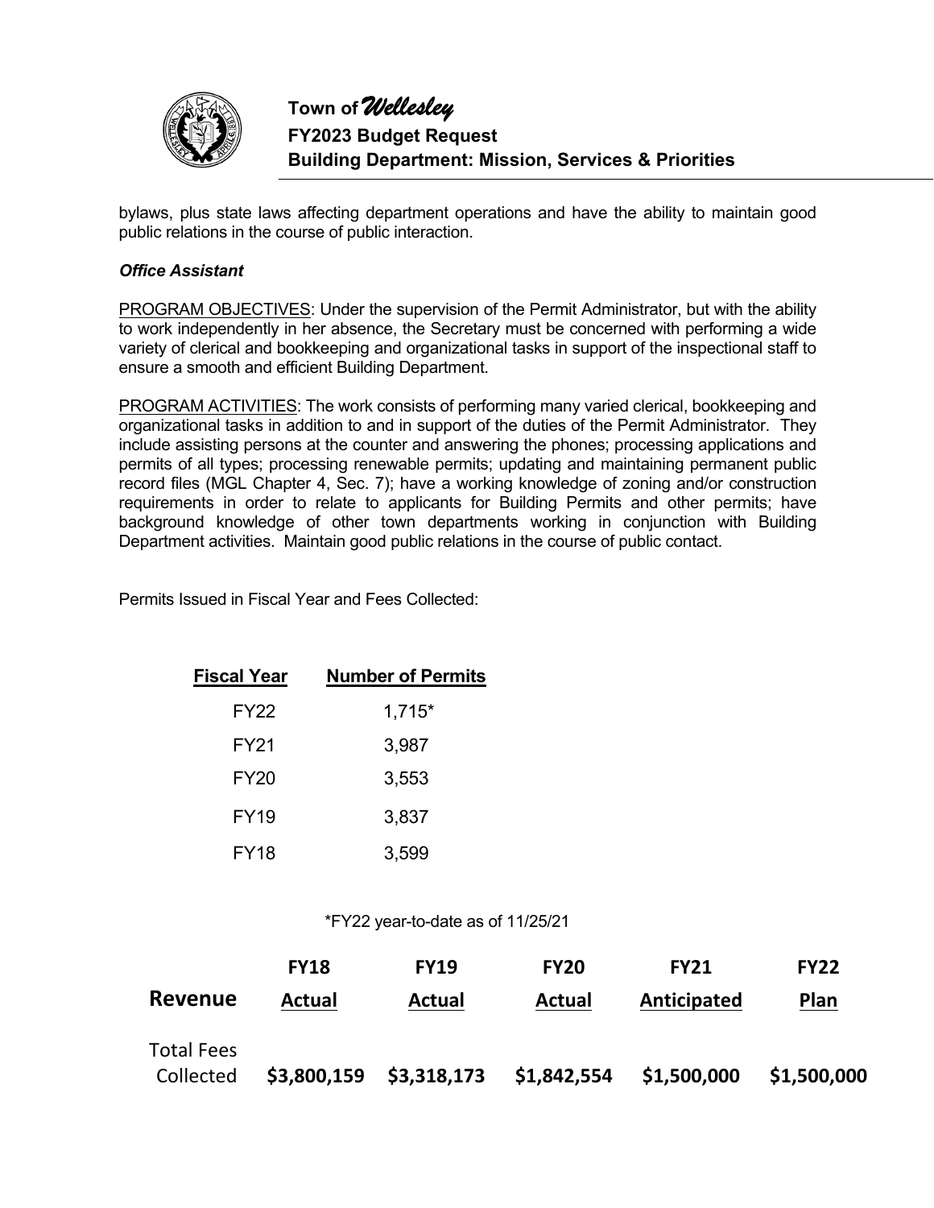bylaws, plus state laws affecting department operations and have the ability to maintain good public relations in the course of public interaction.

***Office Assistant***

PROGRAM OBJECTIVES: Under the supervision of the Permit Administrator, but with the ability to work independently in her absence, the Secretary must be concerned with performing a wide variety of clerical and bookkeeping and organizational tasks in support of the inspectional staff to ensure a smooth and efficient Building Department.

PROGRAM ACTIVITIES: The work consists of performing many varied clerical, bookkeeping and organizational tasks in addition to and in support of the duties of the Permit Administrator. They include assisting persons at the counter and answering the phones; processing applications and permits of all types; processing renewable permits; updating and maintaining permanent public record files (MGL Chapter 4, Sec. 7); have a working knowledge of zoning and/or construction requirements in order to relate to applicants for Building Permits and other permits; have background knowledge of other town departments working in conjunction with Building Department activities. Maintain good public relations in the course of public contact.

Permits Issued in Fiscal Year and Fees Collected:

| Fiscal Year | Number of Permits |
|---|---|
| FY22 | 1,715* |
| FY21 | 3,987 |
| FY20 | 3,553 |
| FY19 | 3,837 |
| FY18 | 3,599 |

*FY22 year-to-date as of 11/25/21

| Revenue | FY18 Actual | FY19 Actual | FY20 Actual | FY21 Anticipated | FY22 Plan |
|---|---|---|---|---|---|
| Total Fees Collected | **$3,800,159** | **$3,318,173** | **$1,842,554** | **$1,500,000** | **$1,500,000** |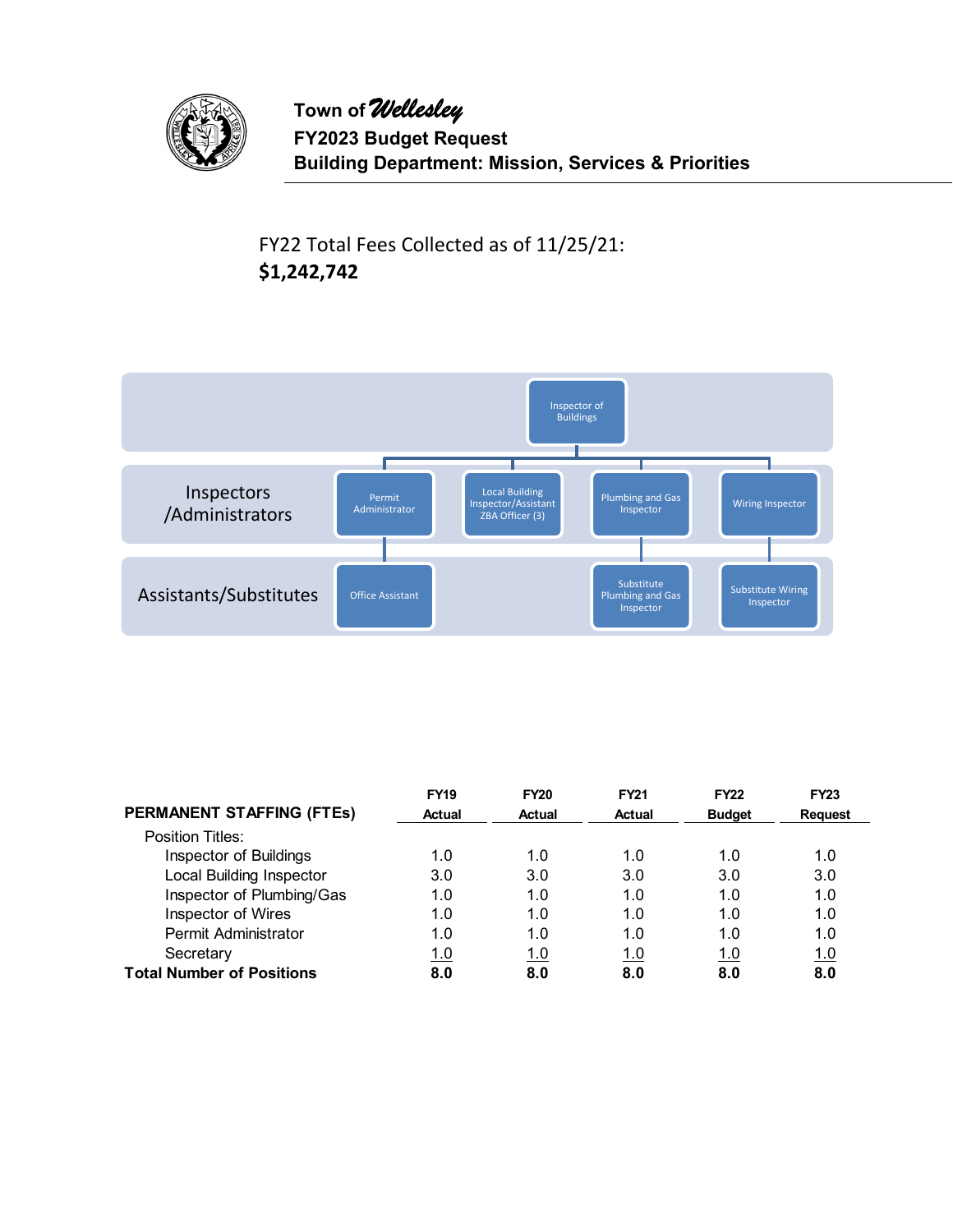Town of *Wellesley*
**FY2023 Budget Request**
**Building Department: Mission, Services & Priorities**

FY22 Total Fees Collected as of 11/25/21:
**$1,242,742**

Inspector of Buildings

Inspectors /Administrators

Permit Administrator

Local Building Inspector/Assistant ZBA Officer (3)

Plumbing and Gas Inspector

Wiring Inspector

Assistants/Substitutes

Office Assistant

Substitute Plumbing and Gas Inspector

Substitute Wiring Inspector

| PERMANENT STAFFING (FTEs) | FY19 Actual | FY20 Actual | FY21 Actual | FY22 Budget | FY23 Request |
|---|---|---|---|---|---|
| Position Titles: | | | | | |
| Inspector of Buildings | 1.0 | 1.0 | 1.0 | 1.0 | 1.0 |
| Local Building Inspector | 3.0 | 3.0 | 3.0 | 3.0 | 3.0 |
| Inspector of Plumbing/Gas | 1.0 | 1.0 | 1.0 | 1.0 | 1.0 |
| Inspector of Wires | 1.0 | 1.0 | 1.0 | 1.0 | 1.0 |
| Permit Administrator | 1.0 | 1.0 | 1.0 | 1.0 | 1.0 |
| Secretary | 1.0 | 1.0 | 1.0 | 1.0 | 1.0 |
| **Total Number of Positions** | **8.0** | **8.0** | **8.0** | **8.0** | **8.0** |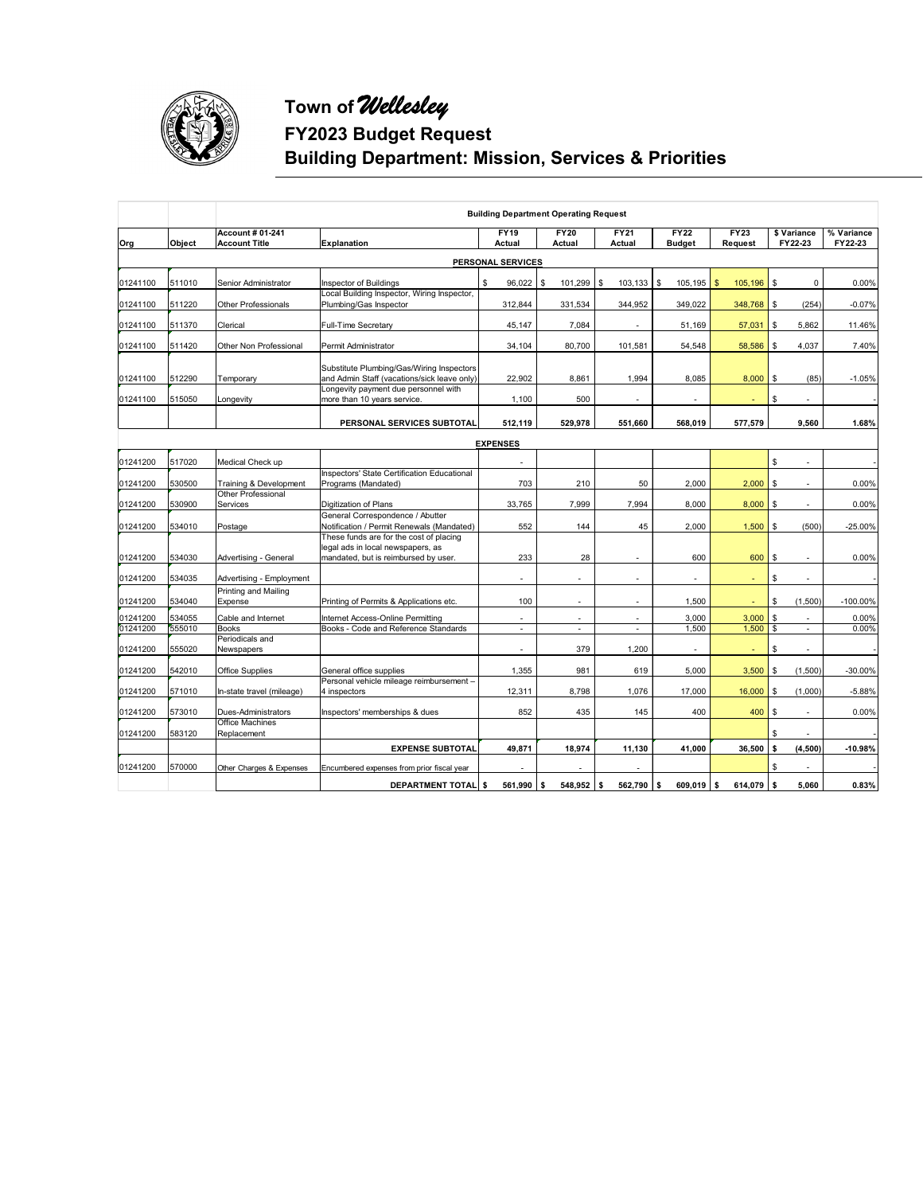# Town of *Wellesley*

## FY2023 Budget Request

## Building Department: Mission, Services & Priorities

| Org | Object | Account # 01-241 Account Title | Explanation | FY19 Actual | FY20 Actual | FY21 Actual | FY22 Budget | FY23 Request | $ Variance FY22-23 | % Variance FY22-23 |
|---|---|---|---|---|---|---|---|---|---|---|
| | | **Building Department Operating Request** | | | | | | | | |
| | | | **PERSONAL SERVICES** | | | | | | | |
| 01241100 | 511010 | Senior Administrator | Inspector of Buildings | $ 96,022 | $ 101,299 | $ 103,133 | $ 105,195 | $ 105,196 | $ 0 | 0.00% |
| 01241100 | 511220 | Other Professionals | Local Building Inspector, Wiring Inspector, Plumbing/Gas Inspector | 312,844 | 331,534 | 344,952 | 349,022 | 348,768 | $ (254) | -0.07% |
| 01241100 | 511370 | Clerical | Full-Time Secretary | 45,147 | 7,084 | - | 51,169 | 57,031 | $ 5,862 | 11.46% |
| 01241100 | 511420 | Other Non Professional | Permit Administrator | 34,104 | 80,700 | 101,581 | 54,548 | 58,586 | $ 4,037 | 7.40% |
| 01241100 | 512290 | Temporary | Substitute Plumbing/Gas/Wiring Inspectors and Admin Staff (vacations/sick leave only) | 22,902 | 8,861 | 1,994 | 8,085 | 8,000 | $ (85) | -1.05% |
| 01241100 | 515050 | Longevity | Longevity payment due personnel with more than 10 years service. | 1,100 | 500 | - | - | - | $ - | - |
| | | | **PERSONAL SERVICES SUBTOTAL** | **512,119** | **529,978** | **551,660** | **568,019** | **577,579** | **9,560** | **1.68%** |
| | | | **EXPENSES** | | | | | | | |
| 01241200 | 517020 | Medical Check up | | - | | | | | $ - | - |
| 01241200 | 530500 | Training & Development | Inspectors' State Certification Educational Programs (Mandated) | 703 | 210 | 50 | 2,000 | 2,000 | $ - | 0.00% |
| 01241200 | 530900 | Other Professional Services | Digitization of Plans | 33,765 | 7,999 | 7,994 | 8,000 | 8,000 | $ - | 0.00% |
| 01241200 | 534010 | Postage | General Correspondence / Abutter Notification / Permit Renewals (Mandated) | 552 | 144 | 45 | 2,000 | 1,500 | $ (500) | -25.00% |
| 01241200 | 534030 | Advertising - General | These funds are for the cost of placing legal ads in local newspapers, as mandated, but is reimbursed by user. | 233 | 28 | - | 600 | 600 | $ - | 0.00% |
| 01241200 | 534035 | Advertising - Employment | | - | - | - | - | - | $ - | - |
| 01241200 | 534040 | Printing and Mailing Expense | Printing of Permits & Applications etc. | 100 | - | - | 1,500 | - | $ (1,500) | -100.00% |
| 01241200 | 534055 | Cable and Internet | Internet Access-Online Permitting | - | - | - | 3,000 | 3,000 | $ - | 0.00% |
| 01241200 | 555010 | Books | Books - Code and Reference Standards | - | - | - | 1,500 | 1,500 | $ - | 0.00% |
| 01241200 | 555020 | Periodicals and Newspapers | | - | - | 379 | 1,200 | - | $ - | - |
| 01241200 | 542010 | Office Supplies | General office supplies | 1,355 | 981 | 619 | 5,000 | 3,500 | $ (1,500) | -30.00% |
| 01241200 | 571010 | In-state travel (mileage) | Personal vehicle mileage reimbursement – 4 inspectors | 12,311 | 8,798 | 1,076 | 17,000 | 16,000 | $ (1,000) | -5.88% |
| 01241200 | 573010 | Dues-Administrators | Inspectors' memberships & dues | 852 | 435 | 145 | 400 | 400 | $ - | 0.00% |
| 01241200 | 583120 | Office Machines Replacement | | | | | | | $ - | - |
| | | | **EXPENSE SUBTOTAL** | **49,871** | **18,974** | **11,130** | **41,000** | **36,500** | **$ (4,500)** | **-10.98%** |
| 01241200 | 570000 | Other Charges & Expenses | Encumbered expenses from prior fiscal year | - | - | - | | | $ - | - |
| | | | **DEPARTMENT TOTAL** | **$ 561,990** | **$ 548,952** | **$ 562,790** | **$ 609,019** | **$ 614,079** | **$ 5,060** | **0.83%** |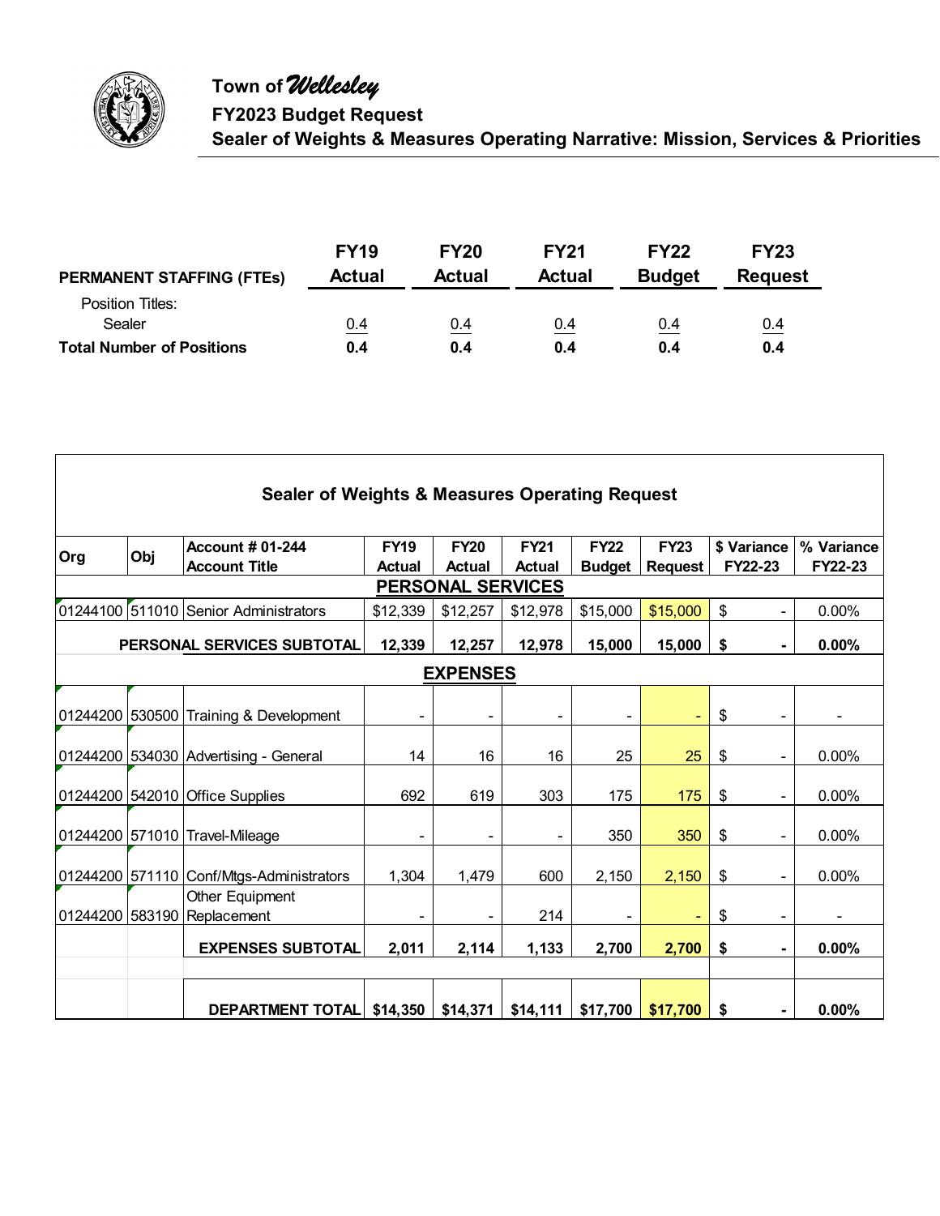# Town of *Wellesley*

## FY2023 Budget Request

## Sealer of Weights & Measures Operating Narrative: Mission, Services & Priorities

| PERMANENT STAFFING (FTEs) | FY19 Actual | FY20 Actual | FY21 Actual | FY22 Budget | FY23 Request |
|---|---|---|---|---|---|
| Position Titles: | | | | | |
| Sealer | 0.4 | 0.4 | 0.4 | 0.4 | 0.4 |
| **Total Number of Positions** | **0.4** | **0.4** | **0.4** | **0.4** | **0.4** |

### Sealer of Weights & Measures Operating Request

| Org | Obj | Account # 01-244 Account Title | FY19 Actual | FY20 Actual | FY21 Actual | FY22 Budget | FY23 Request | $ Variance FY22-23 | % Variance FY22-23 |
|---|---|---|---|---|---|---|---|---|---|
| | | **PERSONAL SERVICES** | | | | | | | |
| 01244100 | 511010 | Senior Administrators | $12,339 | $12,257 | $12,978 | $15,000 | $15,000 | $ - | 0.00% |
| | | **PERSONAL SERVICES SUBTOTAL** | **12,339** | **12,257** | **12,978** | **15,000** | **15,000** | **$ -** | **0.00%** |
| | | **EXPENSES** | | | | | | | |
| 01244200 | 530500 | Training & Development | - | - | - | - | - | $ - | - |
| 01244200 | 534030 | Advertising - General | 14 | 16 | 16 | 25 | 25 | $ - | 0.00% |
| 01244200 | 542010 | Office Supplies | 692 | 619 | 303 | 175 | 175 | $ - | 0.00% |
| 01244200 | 571010 | Travel-Mileage | - | - | - | 350 | 350 | $ - | 0.00% |
| 01244200 | 571110 | Conf/Mtgs-Administrators | 1,304 | 1,479 | 600 | 2,150 | 2,150 | $ - | 0.00% |
| 01244200 | 583190 | Other Equipment Replacement | - | - | 214 | - | - | $ - | - |
| | | **EXPENSES SUBTOTAL** | **2,011** | **2,114** | **1,133** | **2,700** | **2,700** | **$ -** | **0.00%** |
| | | **DEPARTMENT TOTAL** | **$14,350** | **$14,371** | **$14,111** | **$17,700** | **$17,700** | **$ -** | **0.00%** |